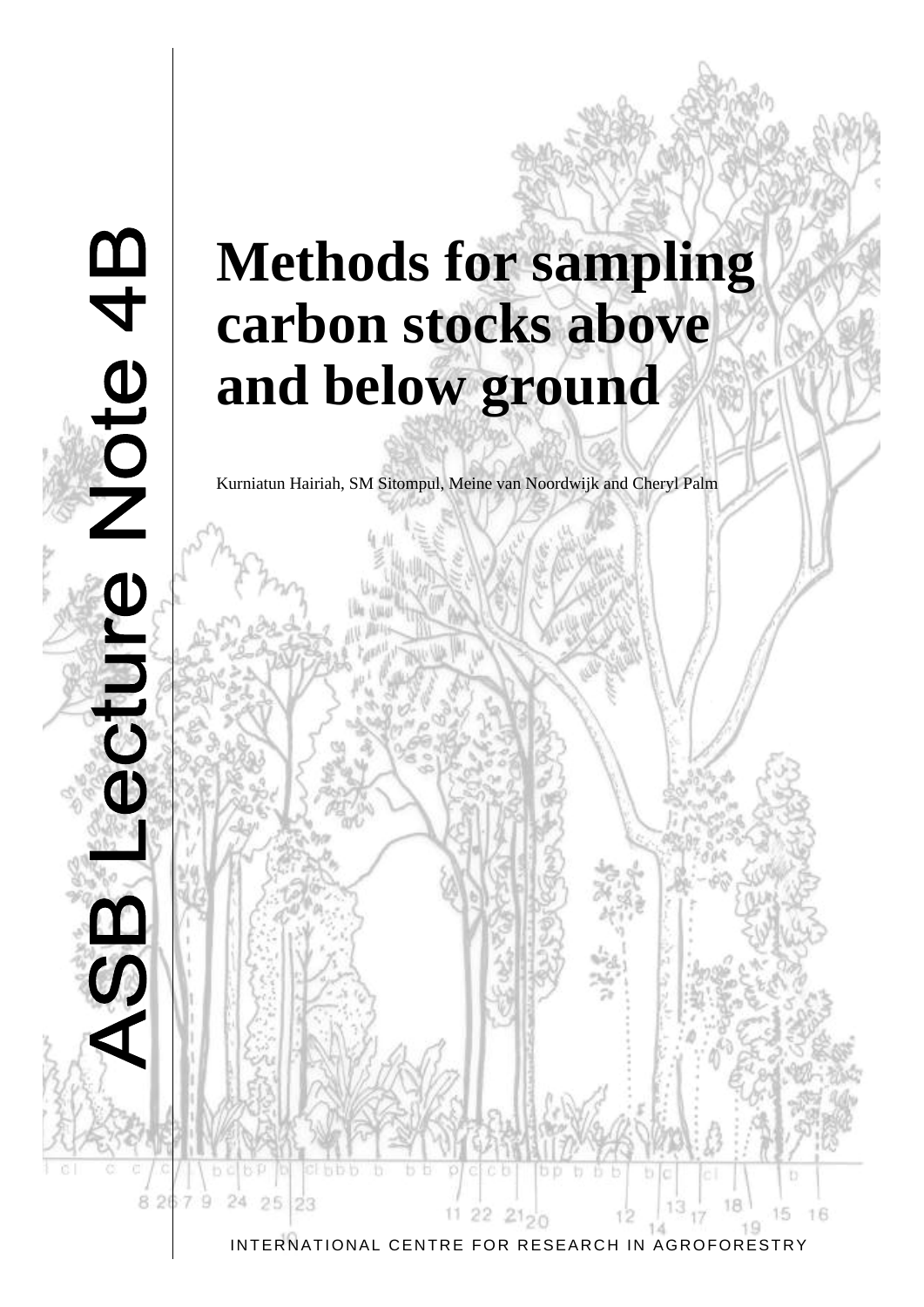ASB Lecture Note 4B

# Methods for sampling carbon stocks above and below ground

Kurniatun Hairiah, SM Sitompul, Meine van Noordwijk and Cheryl Palm

INTERNATIONAL CENTRE FOR RESEARCH IN AGROFORESTRY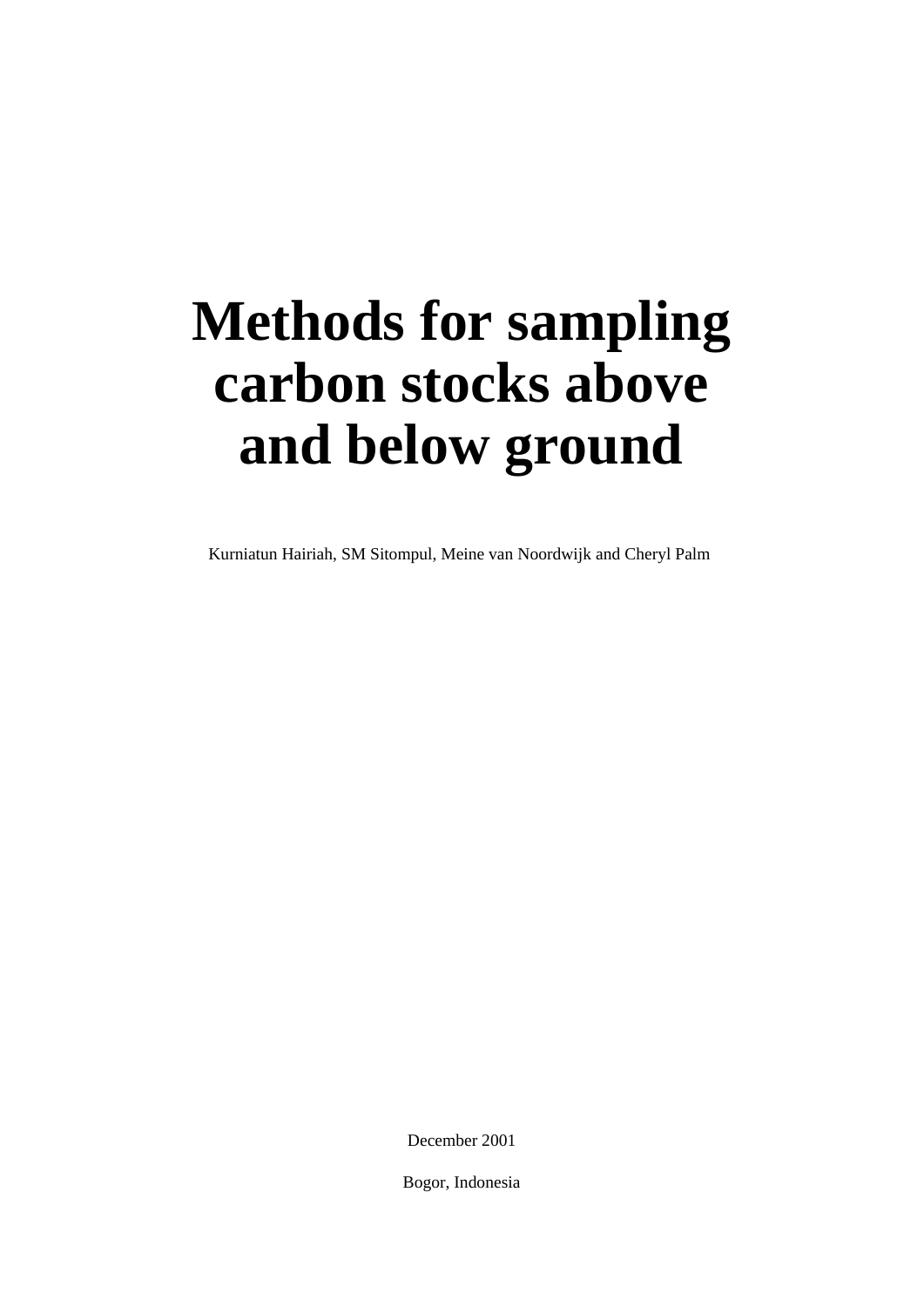# Methods for sampling carbon stocks above and below ground

Kurniatun Hairiah, SM Sitompul, Meine van Noordwijk and Cheryl Palm

December 2001

Bogor, Indonesia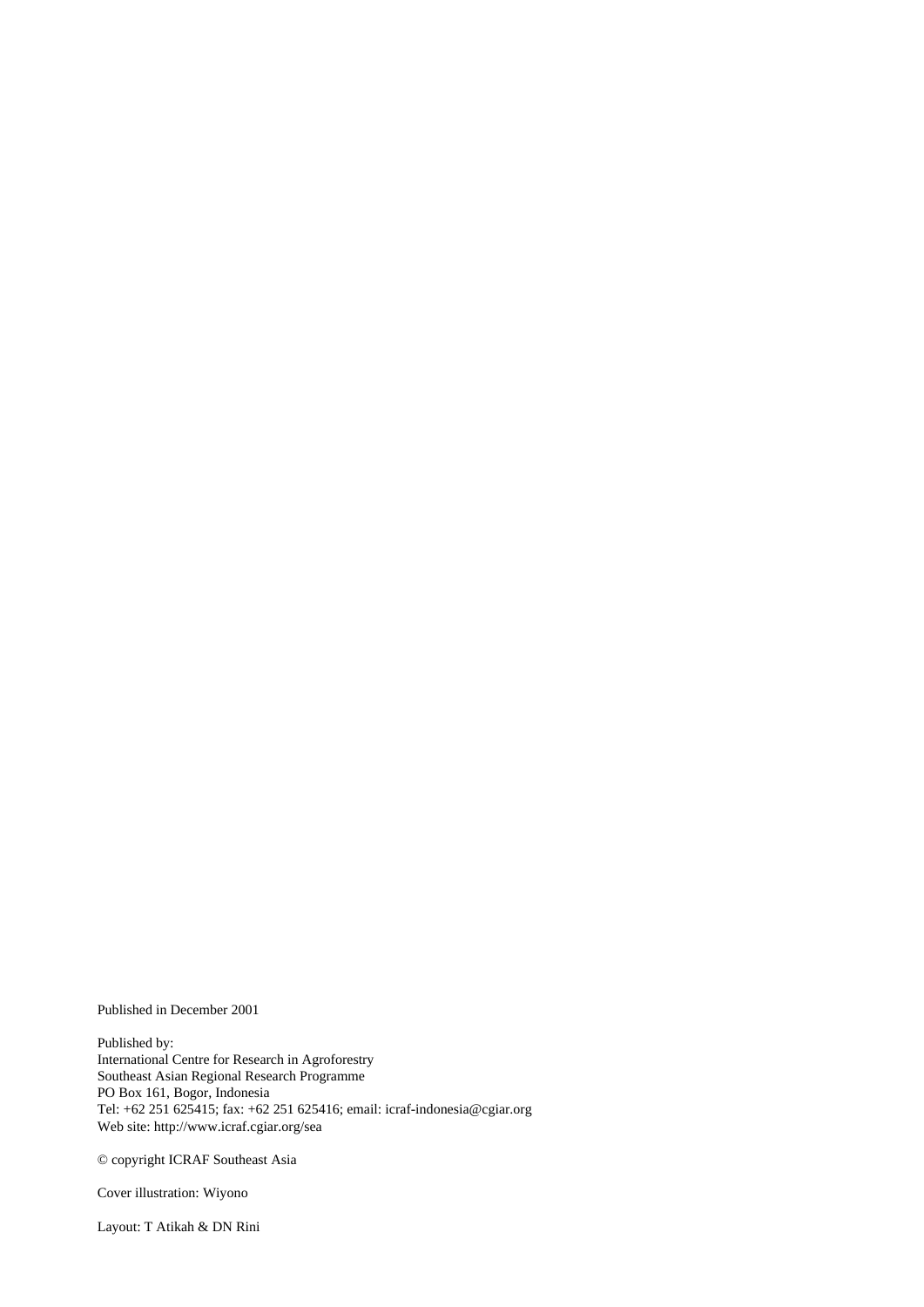Published in December 2001

Published by:
International Centre for Research in Agroforestry
Southeast Asian Regional Research Programme
PO Box 161, Bogor, Indonesia
Tel: +62 251 625415; fax: +62 251 625416; email: icraf-indonesia@cgiar.org
Web site: http://www.icraf.cgiar.org/sea

© copyright ICRAF Southeast Asia

Cover illustration: Wiyono

Layout: T Atikah & DN Rini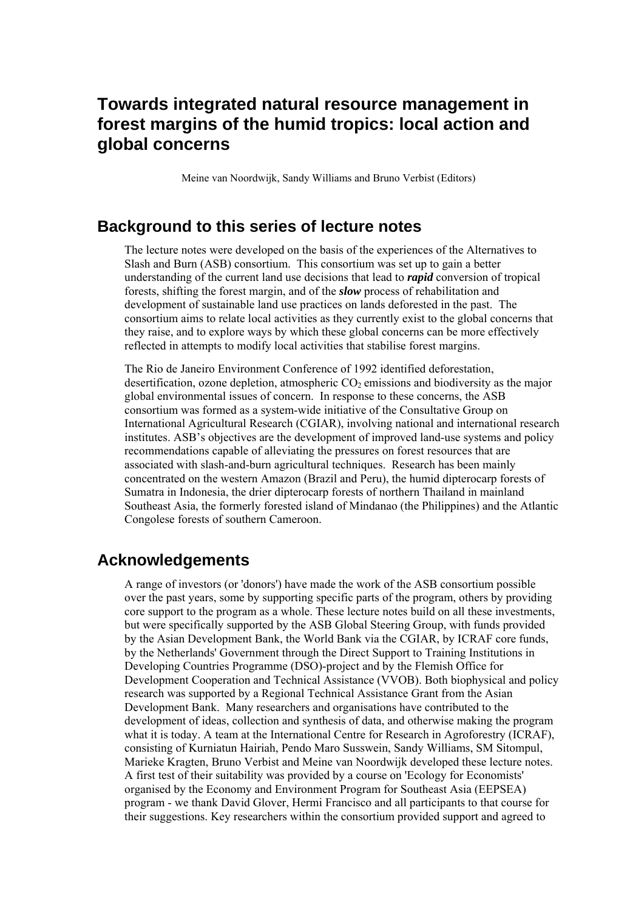# Towards integrated natural resource management in forest margins of the humid tropics: local action and global concerns

Meine van Noordwijk, Sandy Williams and Bruno Verbist (Editors)

## Background to this series of lecture notes

The lecture notes were developed on the basis of the experiences of the Alternatives to Slash and Burn (ASB) consortium. This consortium was set up to gain a better understanding of the current land use decisions that lead to ***rapid*** conversion of tropical forests, shifting the forest margin, and of the ***slow*** process of rehabilitation and development of sustainable land use practices on lands deforested in the past. The consortium aims to relate local activities as they currently exist to the global concerns that they raise, and to explore ways by which these global concerns can be more effectively reflected in attempts to modify local activities that stabilise forest margins.

The Rio de Janeiro Environment Conference of 1992 identified deforestation, desertification, ozone depletion, atmospheric $CO_2$ emissions and biodiversity as the major global environmental issues of concern. In response to these concerns, the ASB consortium was formed as a system-wide initiative of the Consultative Group on International Agricultural Research (CGIAR), involving national and international research institutes. ASB's objectives are the development of improved land-use systems and policy recommendations capable of alleviating the pressures on forest resources that are associated with slash-and-burn agricultural techniques. Research has been mainly concentrated on the western Amazon (Brazil and Peru), the humid dipterocarp forests of Sumatra in Indonesia, the drier dipterocarp forests of northern Thailand in mainland Southeast Asia, the formerly forested island of Mindanao (the Philippines) and the Atlantic Congolese forests of southern Cameroon.

## Acknowledgements

A range of investors (or 'donors') have made the work of the ASB consortium possible over the past years, some by supporting specific parts of the program, others by providing core support to the program as a whole. These lecture notes build on all these investments, but were specifically supported by the ASB Global Steering Group, with funds provided by the Asian Development Bank, the World Bank via the CGIAR, by ICRAF core funds, by the Netherlands' Government through the Direct Support to Training Institutions in Developing Countries Programme (DSO)-project and by the Flemish Office for Development Cooperation and Technical Assistance (VVOB). Both biophysical and policy research was supported by a Regional Technical Assistance Grant from the Asian Development Bank. Many researchers and organisations have contributed to the development of ideas, collection and synthesis of data, and otherwise making the program what it is today. A team at the International Centre for Research in Agroforestry (ICRAF), consisting of Kurniatun Hairiah, Pendo Maro Susswein, Sandy Williams, SM Sitompul, Marieke Kragten, Bruno Verbist and Meine van Noordwijk developed these lecture notes. A first test of their suitability was provided by a course on 'Ecology for Economists' organised by the Economy and Environment Program for Southeast Asia (EEPSEA) program - we thank David Glover, Hermi Francisco and all participants to that course for their suggestions. Key researchers within the consortium provided support and agreed to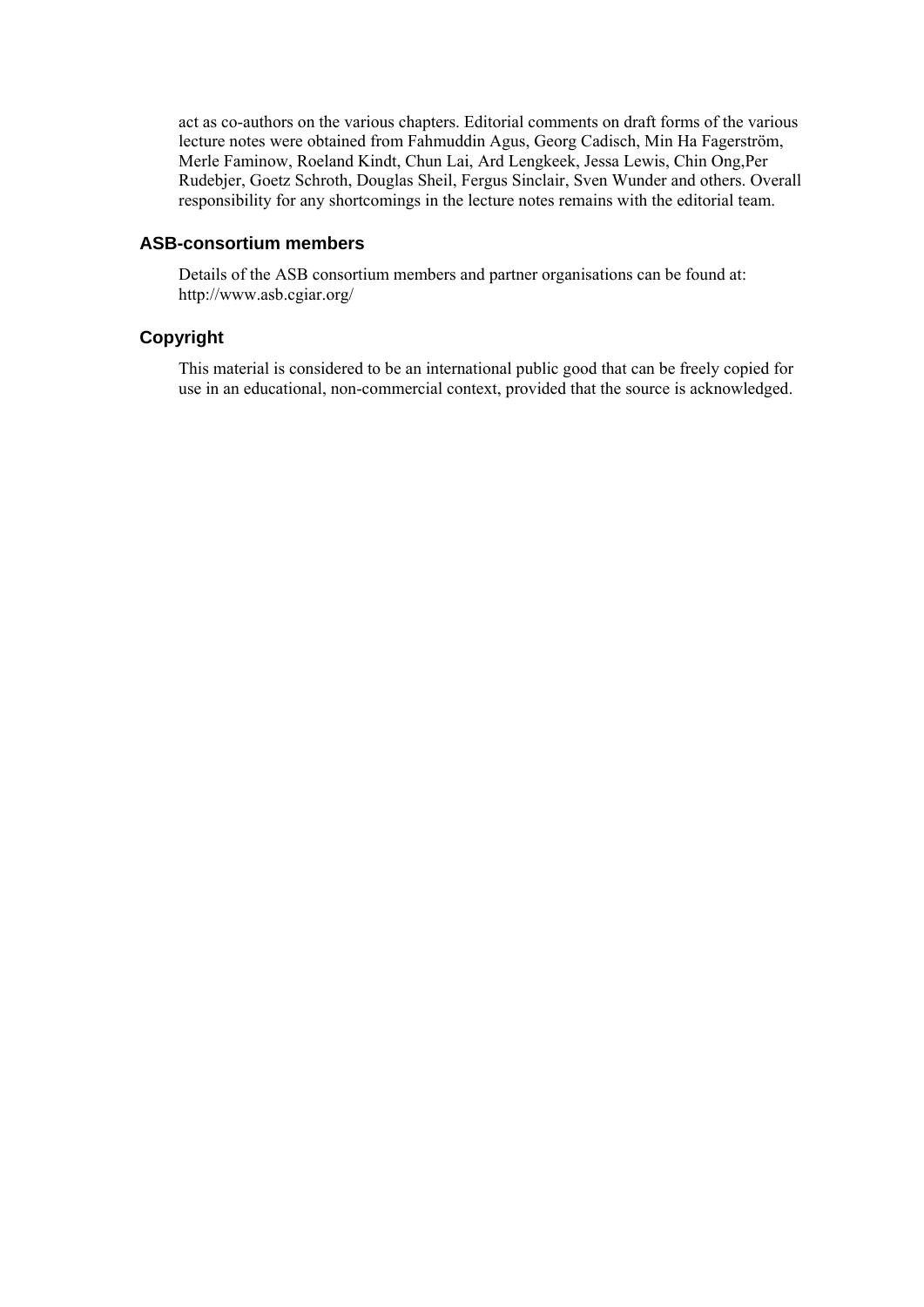act as co-authors on the various chapters. Editorial comments on draft forms of the various lecture notes were obtained from Fahmuddin Agus, Georg Cadisch, Min Ha Fagerström, Merle Faminow, Roeland Kindt, Chun Lai, Ard Lengkeek, Jessa Lewis, Chin Ong,Per Rudebjer, Goetz Schroth, Douglas Sheil, Fergus Sinclair, Sven Wunder and others. Overall responsibility for any shortcomings in the lecture notes remains with the editorial team.

### ASB-consortium members

Details of the ASB consortium members and partner organisations can be found at: http://www.asb.cgiar.org/

### Copyright

This material is considered to be an international public good that can be freely copied for use in an educational, non-commercial context, provided that the source is acknowledged.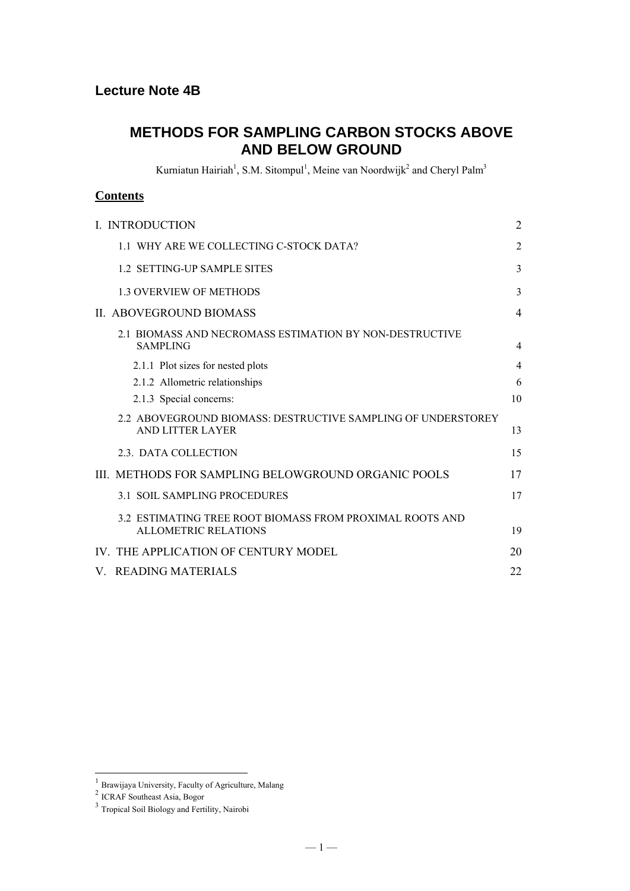**Lecture Note 4B**

# METHODS FOR SAMPLING CARBON STOCKS ABOVE AND BELOW GROUND

Kurniatun Hairiah[1], S.M. Sitompul[1], Meine van Noordwijk[2] and Cheryl Palm[3]

## Contents

| | |
|---|---|
| I. INTRODUCTION | 2 |
| 1.1 WHY ARE WE COLLECTING C-STOCK DATA? | 2 |
| 1.2 SETTING-UP SAMPLE SITES | 3 |
| 1.3 OVERVIEW OF METHODS | 3 |
| II. ABOVEGROUND BIOMASS | 4 |
| 2.1 BIOMASS AND NECROMASS ESTIMATION BY NON-DESTRUCTIVE SAMPLING | 4 |
| 2.1.1 Plot sizes for nested plots | 4 |
| 2.1.2 Allometric relationships | 6 |
| 2.1.3 Special concerns: | 10 |
| 2.2 ABOVEGROUND BIOMASS: DESTRUCTIVE SAMPLING OF UNDERSTOREY AND LITTER LAYER | 13 |
| 2.3. DATA COLLECTION | 15 |
| III. METHODS FOR SAMPLING BELOWGROUND ORGANIC POOLS | 17 |
| 3.1 SOIL SAMPLING PROCEDURES | 17 |
| 3.2 ESTIMATING TREE ROOT BIOMASS FROM PROXIMAL ROOTS AND ALLOMETRIC RELATIONS | 19 |
| IV. THE APPLICATION OF CENTURY MODEL | 20 |
| V. READING MATERIALS | 22 |

---

[1] Brawijaya University, Faculty of Agriculture, Malang
[2] ICRAF Southeast Asia, Bogor
[3] Tropical Soil Biology and Fertility, Nairobi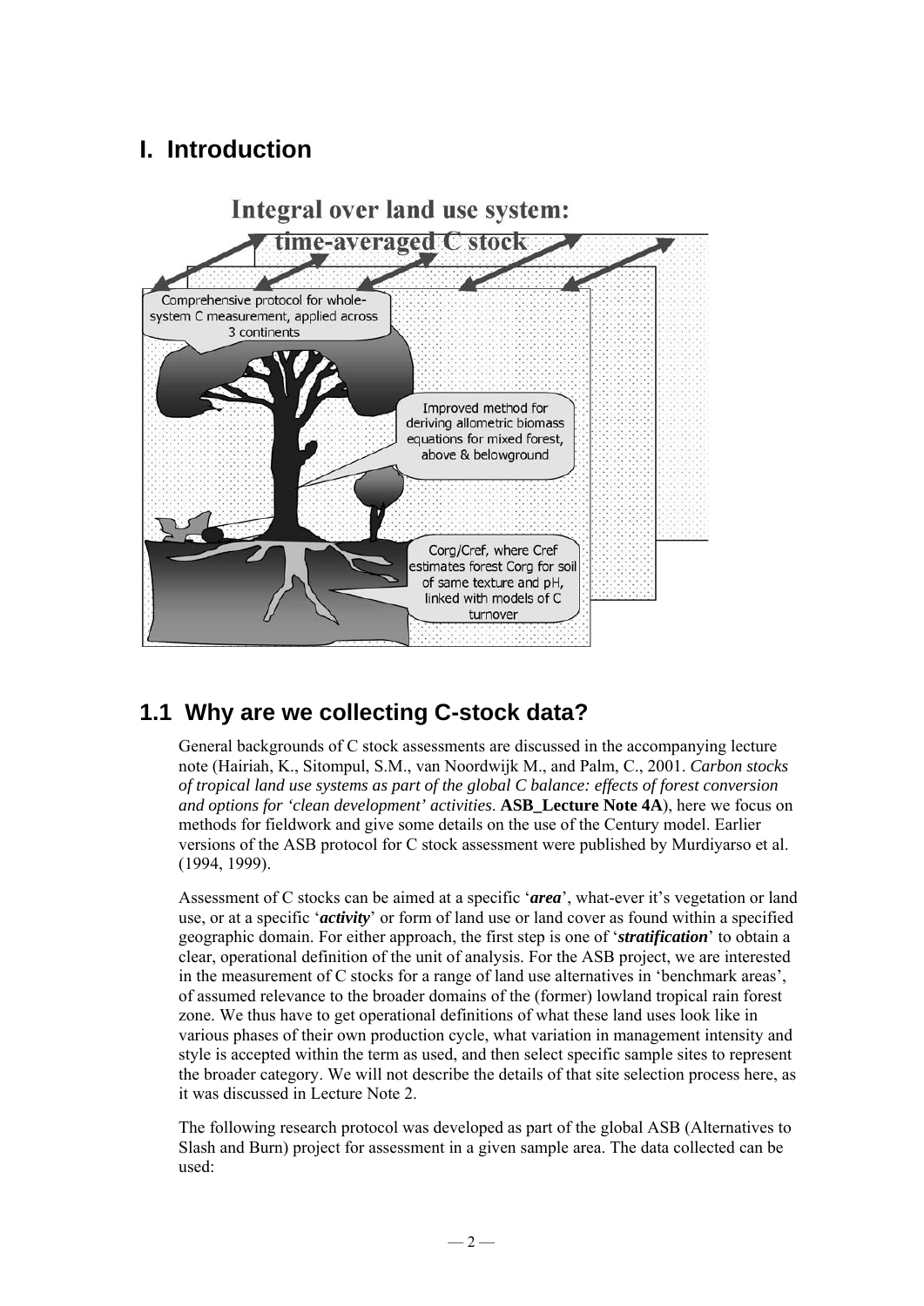# I. Introduction

## 1.1 Why are we collecting C-stock data?

General backgrounds of C stock assessments are discussed in the accompanying lecture note (Hairiah, K., Sitompul, S.M., van Noordwijk M., and Palm, C., 2001. *Carbon stocks of tropical land use systems as part of the global C balance: effects of forest conversion and options for 'clean development' activities*. **ASB_Lecture Note 4A**), here we focus on methods for fieldwork and give some details on the use of the Century model. Earlier versions of the ASB protocol for C stock assessment were published by Murdiyarso et al. (1994, 1999).

Assessment of C stocks can be aimed at a specific '***area***', what-ever it's vegetation or land use, or at a specific '***activity***' or form of land use or land cover as found within a specified geographic domain. For either approach, the first step is one of '***stratification***' to obtain a clear, operational definition of the unit of analysis. For the ASB project, we are interested in the measurement of C stocks for a range of land use alternatives in 'benchmark areas', of assumed relevance to the broader domains of the (former) lowland tropical rain forest zone. We thus have to get operational definitions of what these land uses look like in various phases of their own production cycle, what variation in management intensity and style is accepted within the term as used, and then select specific sample sites to represent the broader category. We will not describe the details of that site selection process here, as it was discussed in Lecture Note 2.

The following research protocol was developed as part of the global ASB (Alternatives to Slash and Burn) project for assessment in a given sample area. The data collected can be used: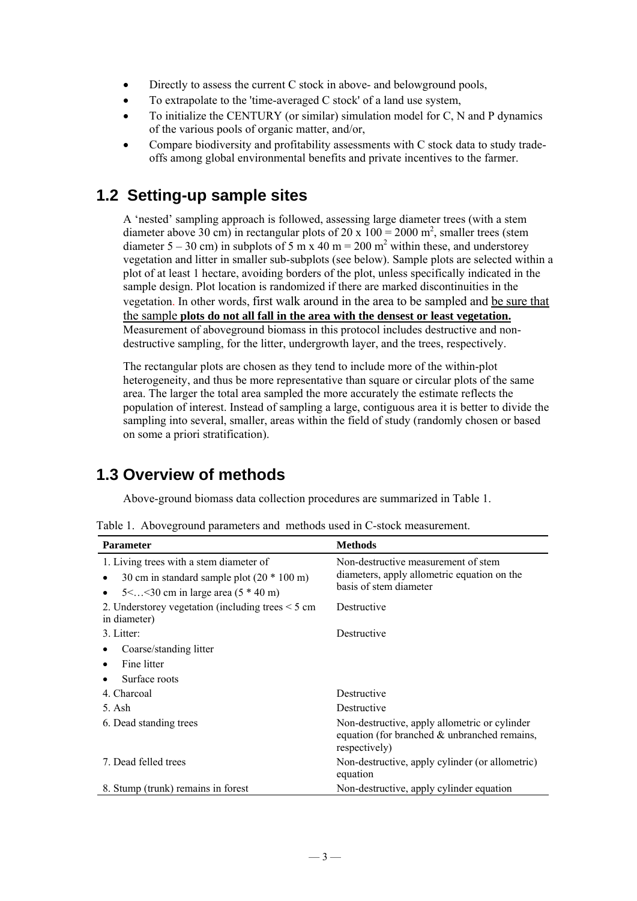- Directly to assess the current C stock in above- and belowground pools,
- To extrapolate to the 'time-averaged C stock' of a land use system,
- To initialize the CENTURY (or similar) simulation model for C, N and P dynamics of the various pools of organic matter, and/or,
- Compare biodiversity and profitability assessments with C stock data to study trade-offs among global environmental benefits and private incentives to the farmer.

## 1.2 Setting-up sample sites

A 'nested' sampling approach is followed, assessing large diameter trees (with a stem diameter above 30 cm) in rectangular plots of 20 x 100 = 2000 $m^2$, smaller trees (stem diameter 5 – 30 cm) in subplots of 5 m x 40 m = 200 $m^2$ within these, and understorey vegetation and litter in smaller sub-subplots (see below). Sample plots are selected within a plot of at least 1 hectare, avoiding borders of the plot, unless specifically indicated in the sample design. Plot location is randomized if there are marked discontinuities in the vegetation. In other words, first walk around in the area to be sampled and be sure that the sample **plots do not all fall in the area with the densest or least vegetation.** Measurement of aboveground biomass in this protocol includes destructive and non-destructive sampling, for the litter, undergrowth layer, and the trees, respectively.

The rectangular plots are chosen as they tend to include more of the within-plot heterogeneity, and thus be more representative than square or circular plots of the same area. The larger the total area sampled the more accurately the estimate reflects the population of interest. Instead of sampling a large, contiguous area it is better to divide the sampling into several, smaller, areas within the field of study (randomly chosen or based on some a priori stratification).

## 1.3 Overview of methods

Above-ground biomass data collection procedures are summarized in Table 1.

Table 1. Aboveground parameters and methods used in C-stock measurement.

| Parameter | Methods |
|---|---|
| 1. Living trees with a stem diameter of<br>• 30 cm in standard sample plot (20 * 100 m)<br>• 5<…<30 cm in large area (5 * 40 m) | Non-destructive measurement of stem diameters, apply allometric equation on the basis of stem diameter |
| 2. Understorey vegetation (including trees < 5 cm in diameter) | Destructive |
| 3. Litter:<br>• Coarse/standing litter<br>• Fine litter<br>• Surface roots | Destructive |
| 4. Charcoal | Destructive |
| 5. Ash | Destructive |
| 6. Dead standing trees | Non-destructive, apply allometric or cylinder equation (for branched & unbranched remains, respectively) |
| 7. Dead felled trees | Non-destructive, apply cylinder (or allometric) equation |
| 8. Stump (trunk) remains in forest | Non-destructive, apply cylinder equation |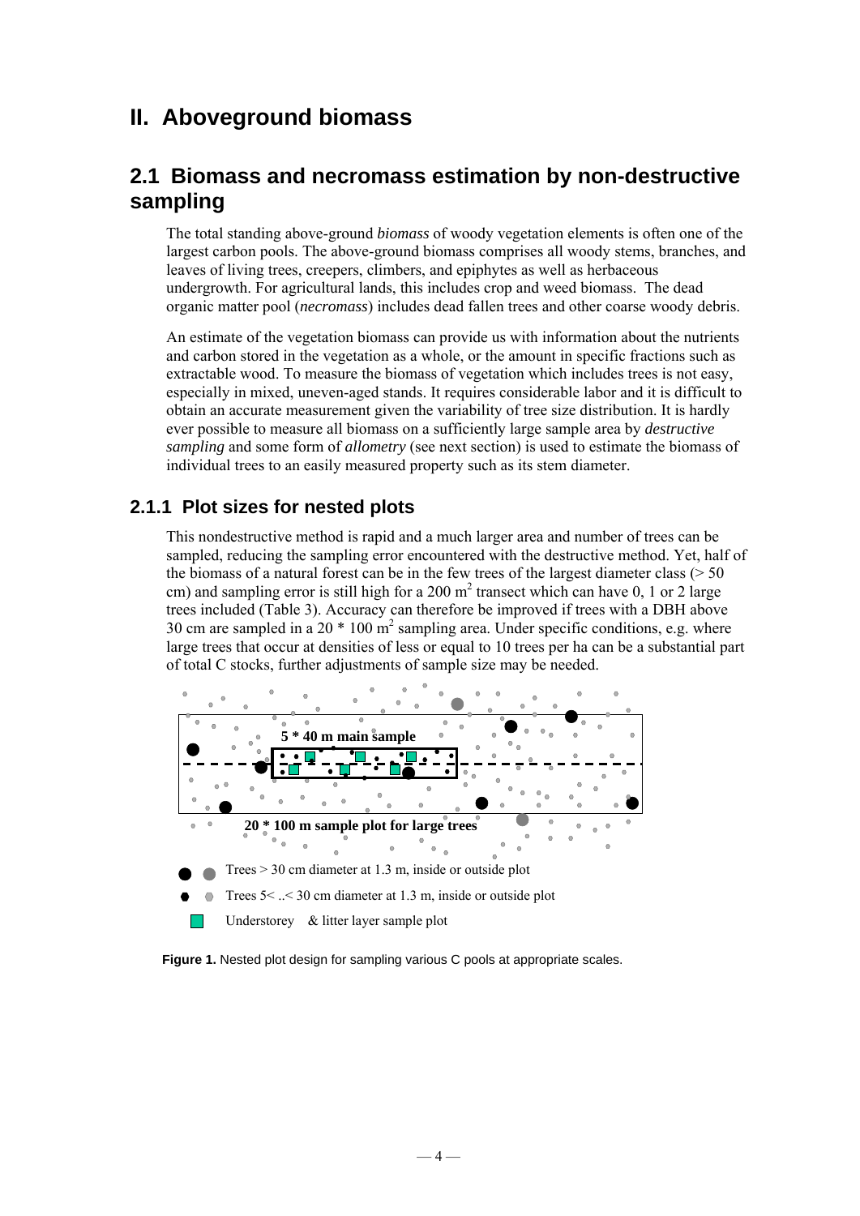# II. Aboveground biomass

## 2.1 Biomass and necromass estimation by non-destructive sampling

The total standing above-ground *biomass* of woody vegetation elements is often one of the largest carbon pools. The above-ground biomass comprises all woody stems, branches, and leaves of living trees, creepers, climbers, and epiphytes as well as herbaceous undergrowth. For agricultural lands, this includes crop and weed biomass. The dead organic matter pool (*necromass*) includes dead fallen trees and other coarse woody debris.

An estimate of the vegetation biomass can provide us with information about the nutrients and carbon stored in the vegetation as a whole, or the amount in specific fractions such as extractable wood. To measure the biomass of vegetation which includes trees is not easy, especially in mixed, uneven-aged stands. It requires considerable labor and it is difficult to obtain an accurate measurement given the variability of tree size distribution. It is hardly ever possible to measure all biomass on a sufficiently large sample area by *destructive sampling* and some form of *allometry* (see next section) is used to estimate the biomass of individual trees to an easily measured property such as its stem diameter.

### 2.1.1 Plot sizes for nested plots

This nondestructive method is rapid and a much larger area and number of trees can be sampled, reducing the sampling error encountered with the destructive method. Yet, half of the biomass of a natural forest can be in the few trees of the largest diameter class (> 50 cm) and sampling error is still high for a 200 $m^2$ transect which can have 0, 1 or 2 large trees included (Table 3). Accuracy can therefore be improved if trees with a DBH above 30 cm are sampled in a 20 * 100 $m^2$ sampling area. Under specific conditions, e.g. where large trees that occur at densities of less or equal to 10 trees per ha can be a substantial part of total C stocks, further adjustments of sample size may be needed.

5 * 40 m main sample

20 * 100 m sample plot for large trees

Trees > 30 cm diameter at 1.3 m, inside or outside plot

Trees 5< ..< 30 cm diameter at 1.3 m, inside or outside plot

Understorey & litter layer sample plot

**Figure 1.** Nested plot design for sampling various C pools at appropriate scales.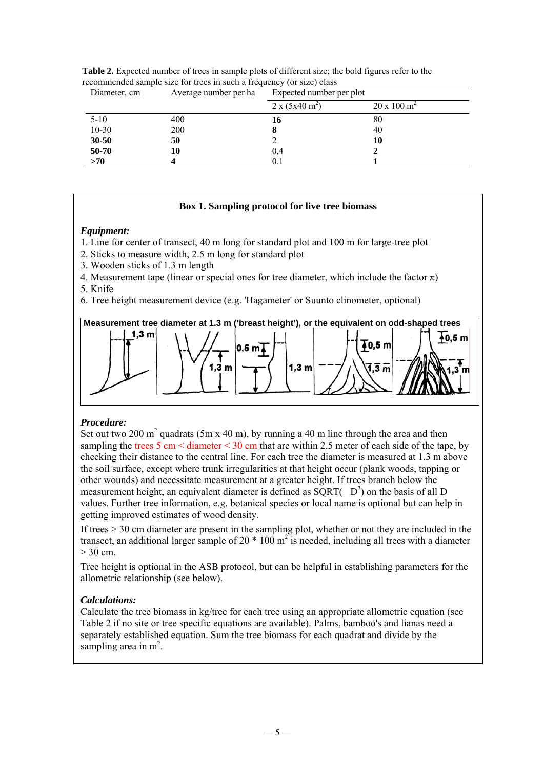**Table 2.** Expected number of trees in sample plots of different size; the bold figures refer to the recommended sample size for trees in such a frequency (or size) class

| Diameter, cm | Average number per ha | Expected number per plot | |
|---|---|---|---|
| | | 2 x (5x40 $m^2$) | 20 x 100 $m^2$ |
| 5-10 | 400 | **16** | 80 |
| 10-30 | 200 | **8** | 40 |
| **30-50** | **50** | 2 | **10** |
| **50-70** | **10** | 0.4 | **2** |
| **>70** | **4** | 0.1 | **1** |

**Box 1. Sampling protocol for live tree biomass**

***Equipment:***

1. Line for center of transect, 40 m long for standard plot and 100 m for large-tree plot
2. Sticks to measure width, 2.5 m long for standard plot
3. Wooden sticks of 1.3 m length
4. Measurement tape (linear or special ones for tree diameter, which include the factor $\pi$)
5. Knife
6. Tree height measurement device (e.g. 'Hagameter' or Suunto clinometer, optional)

**Measurement tree diameter at 1.3 m ('breast height'), or the equivalent on odd-shaped trees**

***Procedure:***

Set out two 200 $m^2$ quadrats (5m x 40 m), by running a 40 m line through the area and then sampling the trees 5 cm < diameter < 30 cm that are within 2.5 meter of each side of the tape, by checking their distance to the central line. For each tree the diameter is measured at 1.3 m above the soil surface, except where trunk irregularities at that height occur (plank woods, tapping or other wounds) and necessitate measurement at a greater height. If trees branch below the measurement height, an equivalent diameter is defined as SQRT( $D^2$) on the basis of all D values. Further tree information, e.g. botanical species or local name is optional but can help in getting improved estimates of wood density.

If trees > 30 cm diameter are present in the sampling plot, whether or not they are included in the transect, an additional larger sample of 20 * 100 $m^2$ is needed, including all trees with a diameter > 30 cm.

Tree height is optional in the ASB protocol, but can be helpful in establishing parameters for the allometric relationship (see below).

***Calculations:***

Calculate the tree biomass in kg/tree for each tree using an appropriate allometric equation (see Table 2 if no site or tree specific equations are available). Palms, bamboo's and lianas need a separately established equation. Sum the tree biomass for each quadrat and divide by the sampling area in $m^2$.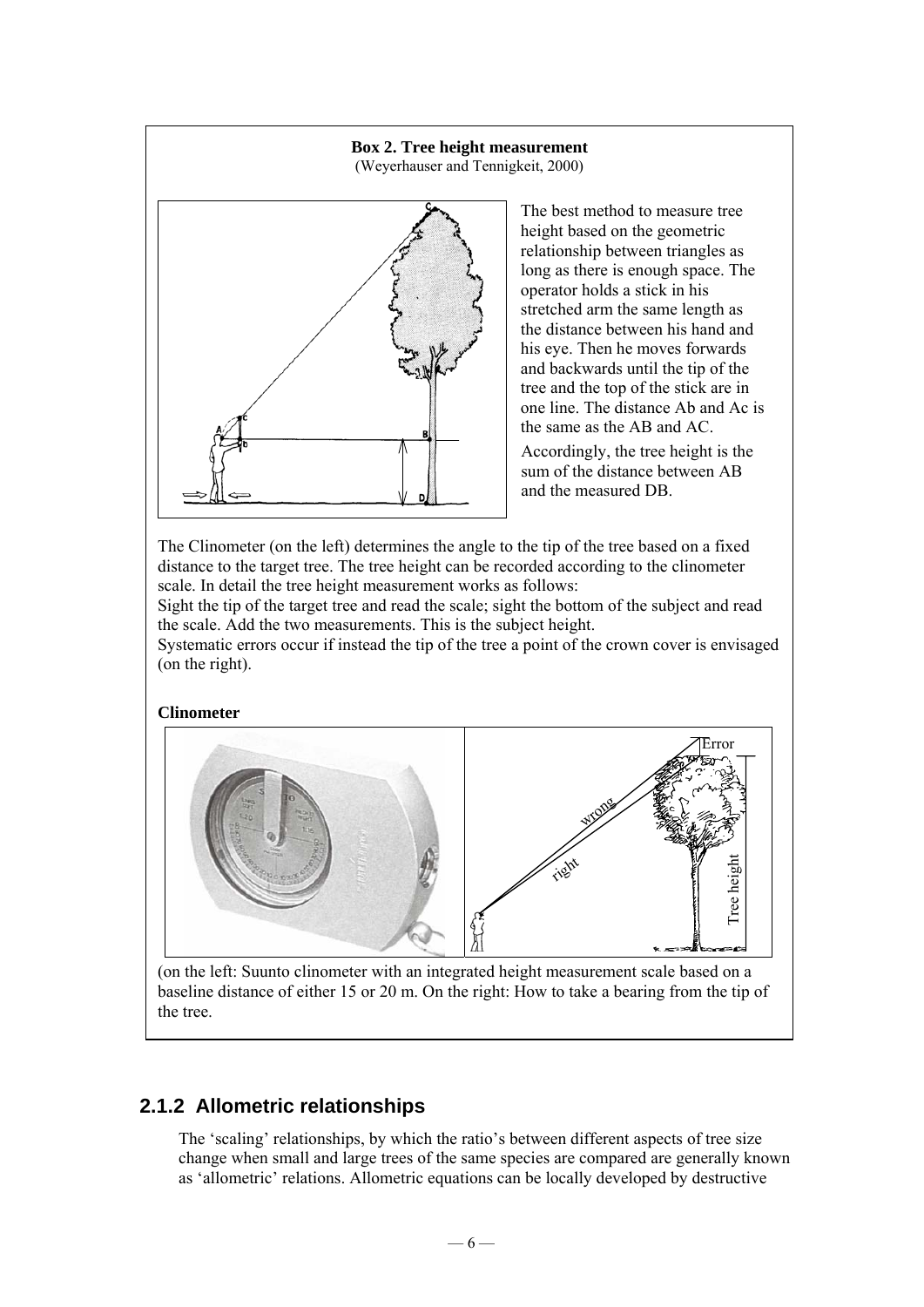**Box 2. Tree height measurement**
(Weyerhauser and Tennigkeit, 2000)

The best method to measure tree height based on the geometric relationship between triangles as long as there is enough space. The operator holds a stick in his stretched arm the same length as the distance between his hand and his eye. Then he moves forwards and backwards until the tip of the tree and the top of the stick are in one line. The distance Ab and Ac is the same as the AB and AC.

Accordingly, the tree height is the sum of the distance between AB and the measured DB.

The Clinometer (on the left) determines the angle to the tip of the tree based on a fixed distance to the target tree. The tree height can be recorded according to the clinometer scale. In detail the tree height measurement works as follows:
Sight the tip of the target tree and read the scale; sight the bottom of the subject and read the scale. Add the two measurements. This is the subject height.
Systematic errors occur if instead the tip of the tree a point of the crown cover is envisaged (on the right).

**Clinometer**

(on the left: Suunto clinometer with an integrated height measurement scale based on a baseline distance of either 15 or 20 m. On the right: How to take a bearing from the tip of the tree.

## 2.1.2 Allometric relationships

The 'scaling' relationships, by which the ratio's between different aspects of tree size change when small and large trees of the same species are compared are generally known as 'allometric' relations. Allometric equations can be locally developed by destructive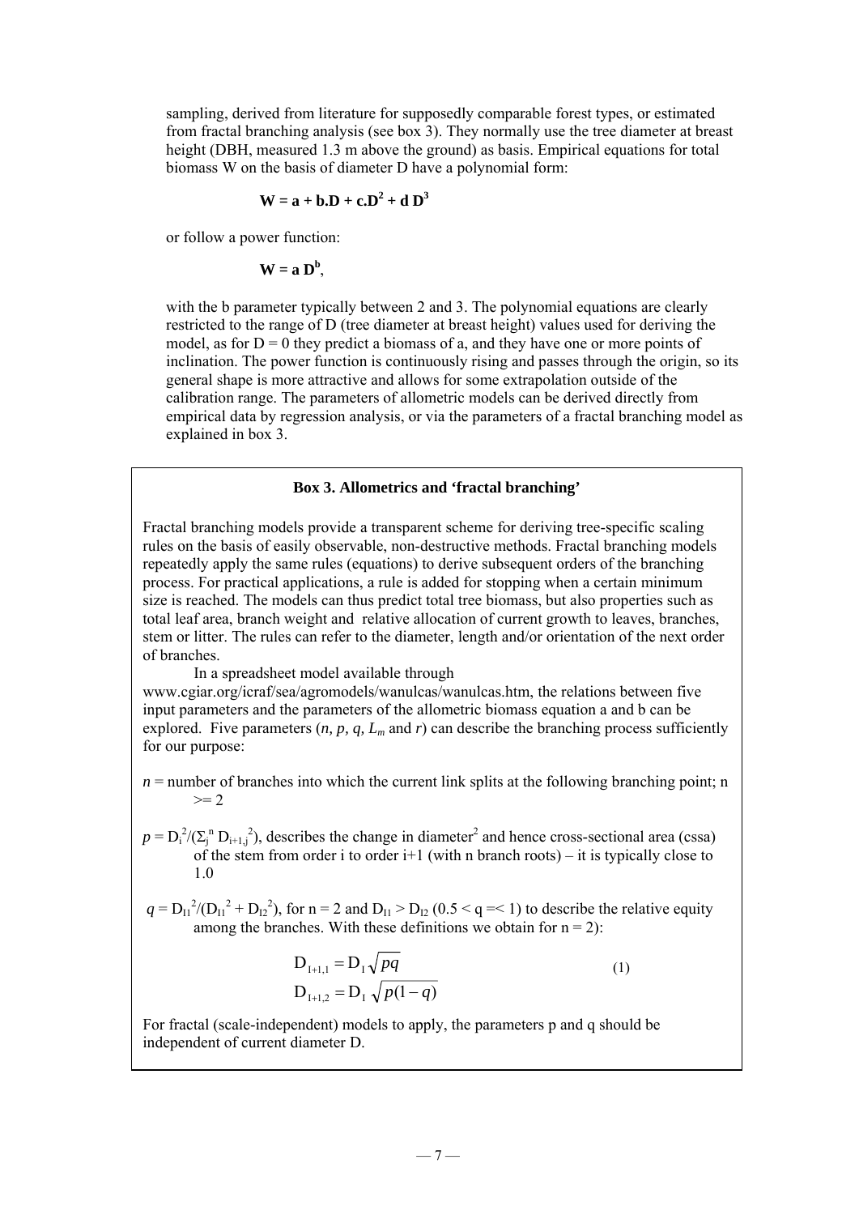sampling, derived from literature for supposedly comparable forest types, or estimated from fractal branching analysis (see box 3). They normally use the tree diameter at breast height (DBH, measured 1.3 m above the ground) as basis. Empirical equations for total biomass W on the basis of diameter D have a polynomial form:

$$\mathbf{W = a + b.D + c.D^2 + d\ D^3}$$

or follow a power function:

$$\mathbf{W = a\ D^b},$$

with the b parameter typically between 2 and 3. The polynomial equations are clearly restricted to the range of D (tree diameter at breast height) values used for deriving the model, as for D = 0 they predict a biomass of a, and they have one or more points of inclination. The power function is continuously rising and passes through the origin, so its general shape is more attractive and allows for some extrapolation outside of the calibration range. The parameters of allometric models can be derived directly from empirical data by regression analysis, or via the parameters of a fractal branching model as explained in box 3.

### Box 3. Allometrics and 'fractal branching'

Fractal branching models provide a transparent scheme for deriving tree-specific scaling rules on the basis of easily observable, non-destructive methods. Fractal branching models repeatedly apply the same rules (equations) to derive subsequent orders of the branching process. For practical applications, a rule is added for stopping when a certain minimum size is reached. The models can thus predict total tree biomass, but also properties such as total leaf area, branch weight and relative allocation of current growth to leaves, branches, stem or litter. The rules can refer to the diameter, length and/or orientation of the next order of branches.

In a spreadsheet model available through www.cgiar.org/icraf/sea/agromodels/wanulcas/wanulcas.htm, the relations between five input parameters and the parameters of the allometric biomass equation a and b can be explored. Five parameters (*n, p, q,* $L_m$ and *r*) can describe the branching process sufficiently for our purpose:

*n* = number of branches into which the current link splits at the following branching point; n >= 2

*p* = $D_i^2/(\Sigma_j^n D_{i+1,j}^2)$, describes the change in diameter$^2$ and hence cross-sectional area (cssa) of the stem from order i to order i+1 (with n branch roots) – it is typically close to 1.0

*q* = $D_{I1}^2/(D_{I1}^2 + D_{I2}^2)$, for n = 2 and $D_{I1} > D_{I2}$ ($0.5 < q =< 1$) to describe the relative equity among the branches. With these definitions we obtain for n = 2):

$$D_{I+1,1} = D_I\sqrt{pq} \qquad (1)$$
$$D_{I+1,2} = D_I\sqrt{p(1-q)}$$

For fractal (scale-independent) models to apply, the parameters p and q should be independent of current diameter D.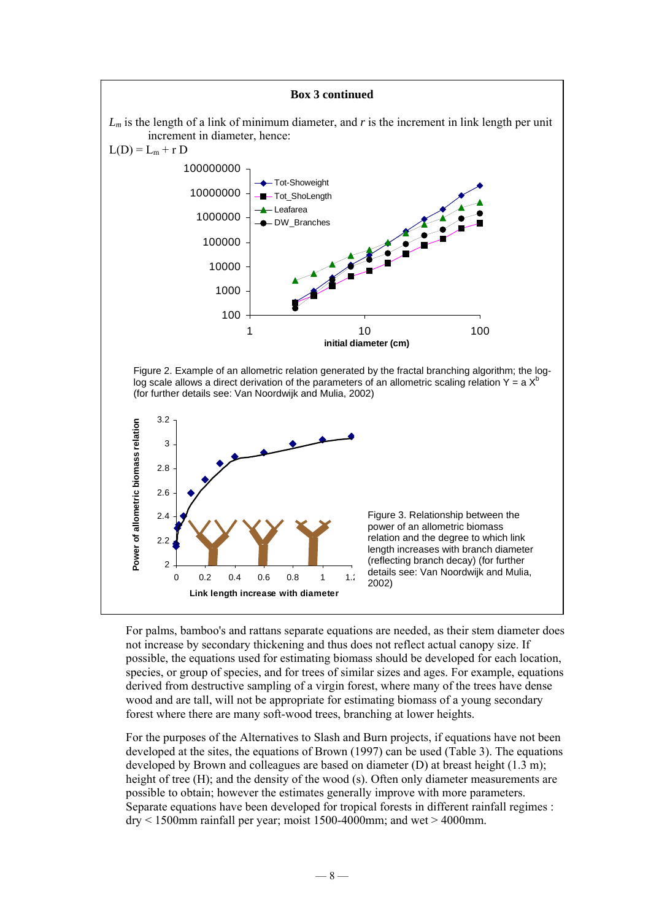**Box 3 continued**

$L_m$ is the length of a link of minimum diameter, and $r$ is the increment in link length per unit increment in diameter, hence:

$L(D) = L_m + r\,D$

Figure 2. Example of an allometric relation generated by the fractal branching algorithm; the log-log scale allows a direct derivation of the parameters of an allometric scaling relation $Y = a\,X^b$ (for further details see: Van Noordwijk and Mulia, 2002)

Figure 3. Relationship between the power of an allometric biomass relation and the degree to which link length increases with branch diameter (reflecting branch decay) (for further details see: Van Noordwijk and Mulia, 2002)

For palms, bamboo's and rattans separate equations are needed, as their stem diameter does not increase by secondary thickening and thus does not reflect actual canopy size. If possible, the equations used for estimating biomass should be developed for each location, species, or group of species, and for trees of similar sizes and ages. For example, equations derived from destructive sampling of a virgin forest, where many of the trees have dense wood and are tall, will not be appropriate for estimating biomass of a young secondary forest where there are many soft-wood trees, branching at lower heights.

For the purposes of the Alternatives to Slash and Burn projects, if equations have not been developed at the sites, the equations of Brown (1997) can be used (Table 3). The equations developed by Brown and colleagues are based on diameter (D) at breast height (1.3 m); height of tree (H); and the density of the wood (s). Often only diameter measurements are possible to obtain; however the estimates generally improve with more parameters. Separate equations have been developed for tropical forests in different rainfall regimes : dry < 1500mm rainfall per year; moist 1500-4000mm; and wet > 4000mm.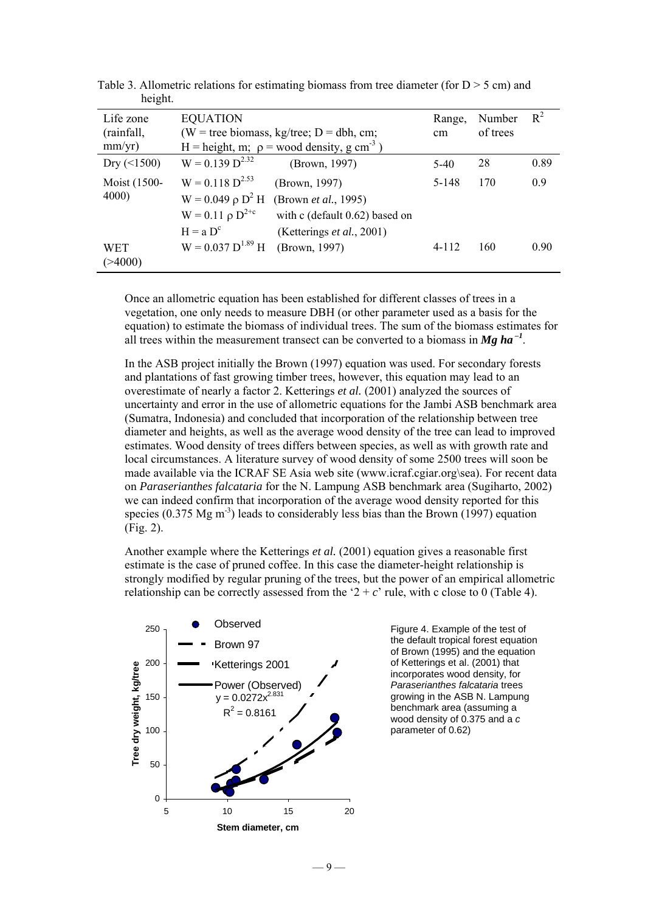Table 3. Allometric relations for estimating biomass from tree diameter (for $D > 5$ cm) and height.

| Life zone (rainfall, mm/yr) | EQUATION ($W$ = tree biomass, kg/tree; $D$ = dbh, cm; $H$ = height, m; $\rho$ = wood density, g cm$^{-3}$) | Range, cm | Number of trees | $R^2$ |
|---|---|---|---|---|
| Dry (<1500) | $W = 0.139\ D^{2.32}$ (Brown, 1997) | 5-40 | 28 | 0.89 |
| Moist (1500-4000) | $W = 0.118\ D^{2.53}$ (Brown, 1997) | 5-148 | 170 | 0.9 |
| | $W = 0.049\ \rho\ D^2\ H$ (Brown *et al.*, 1995) | | | |
| | $W = 0.11\ \rho\ D^{2+c}$ with c (default 0.62) based on | | | |
| | $H = a\ D^c$ (Ketterings *et al.*, 2001) | | | |
| WET (>4000) | $W = 0.037\ D^{1.89}\ H$ (Brown, 1997) | 4-112 | 160 | 0.90 |

Once an allometric equation has been established for different classes of trees in a vegetation, one only needs to measure DBH (or other parameter used as a basis for the equation) to estimate the biomass of individual trees. The sum of the biomass estimates for all trees within the measurement transect can be converted to a biomass in ***Mg ha$^{-1}$***.

In the ASB project initially the Brown (1997) equation was used. For secondary forests and plantations of fast growing timber trees, however, this equation may lead to an overestimate of nearly a factor 2. Ketterings *et al.* (2001) analyzed the sources of uncertainty and error in the use of allometric equations for the Jambi ASB benchmark area (Sumatra, Indonesia) and concluded that incorporation of the relationship between tree diameter and heights, as well as the average wood density of the tree can lead to improved estimates. Wood density of trees differs between species, as well as with growth rate and local circumstances. A literature survey of wood density of some 2500 trees will soon be made available via the ICRAF SE Asia web site (www.icraf.cgiar.org\sea). For recent data on *Paraserianthes falcataria* for the N. Lampung ASB benchmark area (Sugiharto, 2002) we can indeed confirm that incorporation of the average wood density reported for this species (0.375 Mg m$^{-3}$) leads to considerably less bias than the Brown (1997) equation (Fig. 2).

Another example where the Ketterings *et al.* (2001) equation gives a reasonable first estimate is the case of pruned coffee. In this case the diameter-height relationship is strongly modified by regular pruning of the trees, but the power of an empirical allometric relationship can be correctly assessed from the '$2 + c$' rule, with c close to 0 (Table 4).

Figure 4. Example of the test of the default tropical forest equation of Brown (1995) and the equation of Ketterings et al. (2001) that incorporates wood density, for *Paraserianthes falcataria* trees growing in the ASB N. Lampung benchmark area (assuming a wood density of 0.375 and a *c* parameter of 0.62)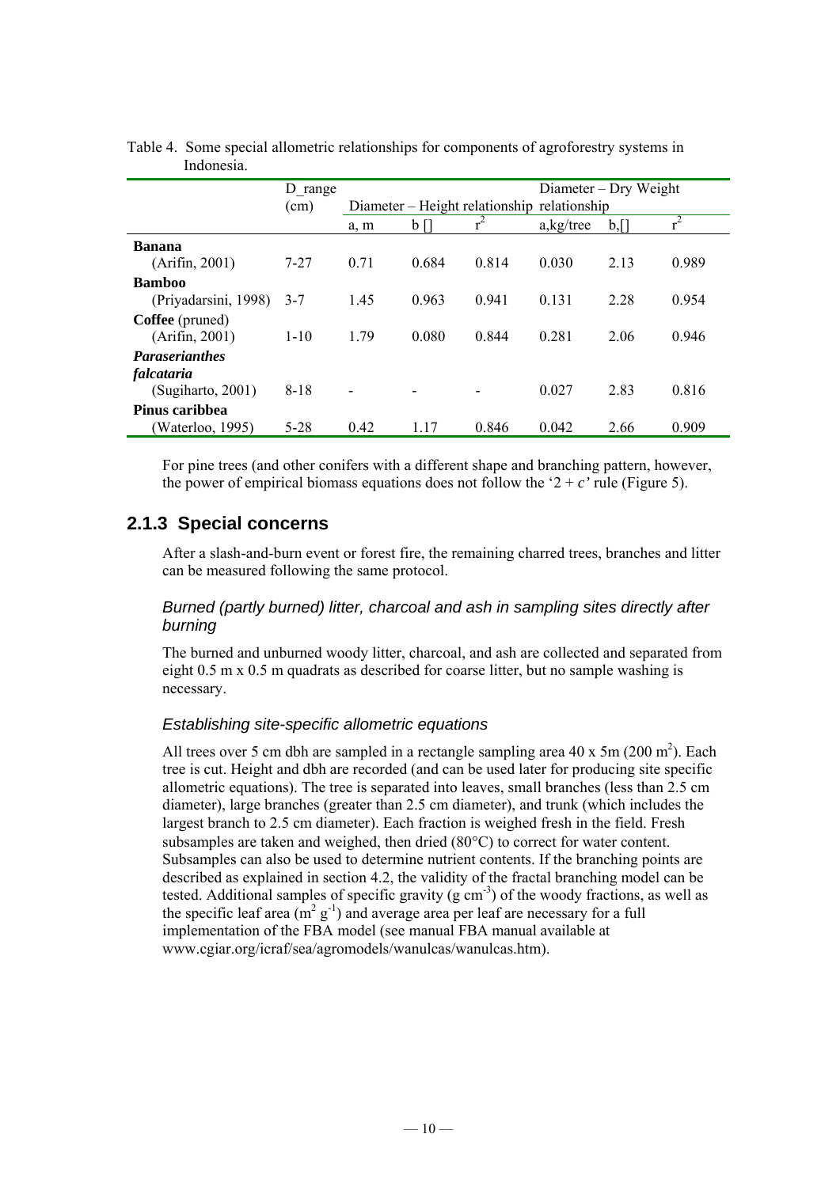Table 4. Some special allometric relationships for components of agroforestry systems in Indonesia.

| | D_range (cm) | Diameter – Height relationship | | | Diameter – Dry Weight relationship | | |
|---|---|---|---|---|---|---|---|
| | | a, m | b [] | $r^2$ | a,kg/tree | b,[] | $r^2$ |
| **Banana** (Arifin, 2001) | 7-27 | 0.71 | 0.684 | 0.814 | 0.030 | 2.13 | 0.989 |
| **Bamboo** (Priyadarsini, 1998) | 3-7 | 1.45 | 0.963 | 0.941 | 0.131 | 2.28 | 0.954 |
| **Coffee** (pruned) (Arifin, 2001) | 1-10 | 1.79 | 0.080 | 0.844 | 0.281 | 2.06 | 0.946 |
| ***Paraserianthes falcataria*** (Sugiharto, 2001) | 8-18 | - | - | - | 0.027 | 2.83 | 0.816 |
| **Pinus caribbea** (Waterloo, 1995) | 5-28 | 0.42 | 1.17 | 0.846 | 0.042 | 2.66 | 0.909 |

For pine trees (and other conifers with a different shape and branching pattern, however, the power of empirical biomass equations does not follow the '2 + *c*' rule (Figure 5).

## 2.1.3 Special concerns

After a slash-and-burn event or forest fire, the remaining charred trees, branches and litter can be measured following the same protocol.

### *Burned (partly burned) litter, charcoal and ash in sampling sites directly after burning*

The burned and unburned woody litter, charcoal, and ash are collected and separated from eight 0.5 m x 0.5 m quadrats as described for coarse litter, but no sample washing is necessary.

### *Establishing site-specific allometric equations*

All trees over 5 cm dbh are sampled in a rectangle sampling area 40 x 5m (200 $m^2$). Each tree is cut. Height and dbh are recorded (and can be used later for producing site specific allometric equations). The tree is separated into leaves, small branches (less than 2.5 cm diameter), large branches (greater than 2.5 cm diameter), and trunk (which includes the largest branch to 2.5 cm diameter). Each fraction is weighed fresh in the field. Fresh subsamples are taken and weighed, then dried (80°C) to correct for water content. Subsamples can also be used to determine nutrient contents. If the branching points are described as explained in section 4.2, the validity of the fractal branching model can be tested. Additional samples of specific gravity (g $cm^{-3}$) of the woody fractions, as well as the specific leaf area ($m^2$ $g^{-1}$) and average area per leaf are necessary for a full implementation of the FBA model (see manual FBA manual available at www.cgiar.org/icraf/sea/agromodels/wanulcas/wanulcas.htm).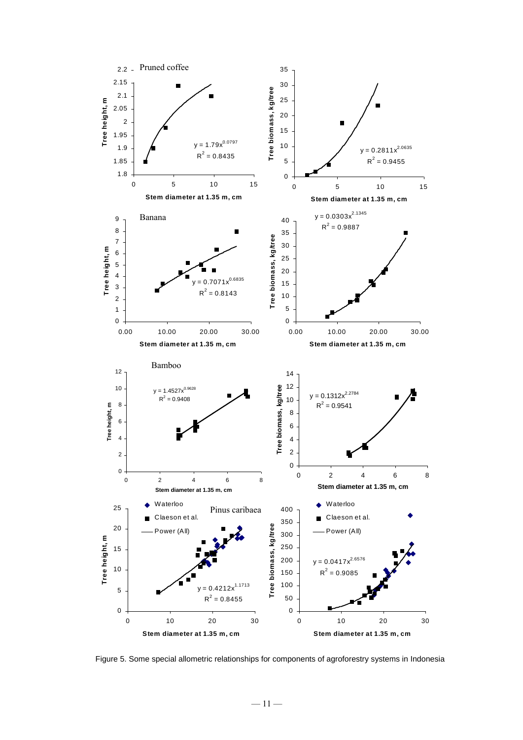Figure 5. Some special allometric relationships for components of agroforestry systems in Indonesia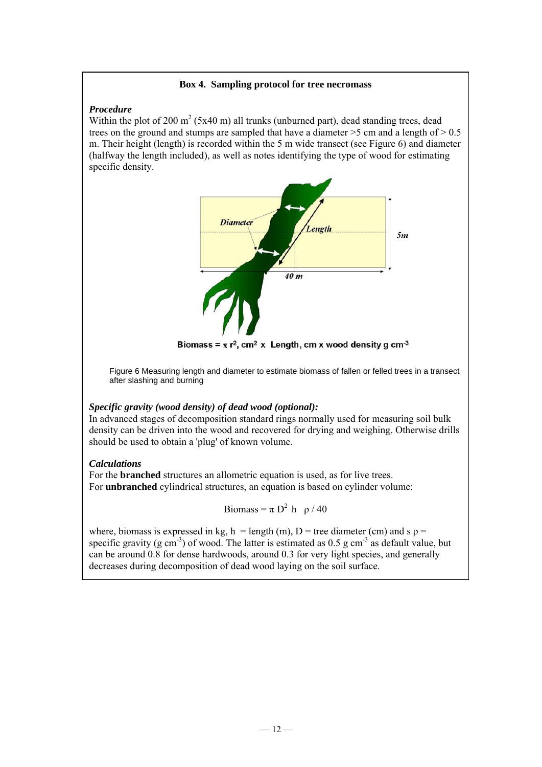### Box 4. Sampling protocol for tree necromass

***Procedure***

Within the plot of 200 $m^2$ (5x40 m) all trunks (unburned part), dead standing trees, dead trees on the ground and stumps are sampled that have a diameter >5 cm and a length of > 0.5 m. Their height (length) is recorded within the 5 m wide transect (see Figure 6) and diameter (halfway the length included), as well as notes identifying the type of wood for estimating specific density.

**Biomass = $\pi$ r², cm² x Length, cm x wood density g cm⁻³**

Figure 6 Measuring length and diameter to estimate biomass of fallen or felled trees in a transect after slashing and burning

***Specific gravity (wood density) of dead wood (optional):***

In advanced stages of decomposition standard rings normally used for measuring soil bulk density can be driven into the wood and recovered for drying and weighing. Otherwise drills should be used to obtain a 'plug' of known volume.

***Calculations***

For the **branched** structures an allometric equation is used, as for live trees.
For **unbranched** cylindrical structures, an equation is based on cylinder volume:

$$\text{Biomass} = \pi \, D^2 \, h \;\; \rho / 40$$

where, biomass is expressed in kg, h = length (m), D = tree diameter (cm) and s $\rho$ = specific gravity (g $cm^{-3}$) of wood. The latter is estimated as 0.5 g $cm^{-3}$ as default value, but can be around 0.8 for dense hardwoods, around 0.3 for very light species, and generally decreases during decomposition of dead wood laying on the soil surface.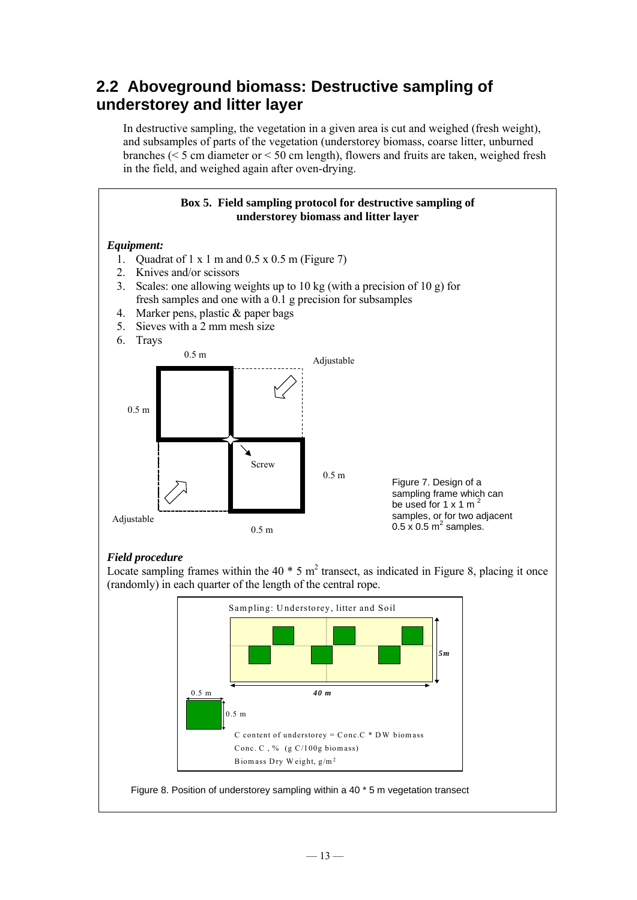## 2.2 Aboveground biomass: Destructive sampling of understorey and litter layer

In destructive sampling, the vegetation in a given area is cut and weighed (fresh weight), and subsamples of parts of the vegetation (understorey biomass, coarse litter, unburned branches (< 5 cm diameter or < 50 cm length), flowers and fruits are taken, weighed fresh in the field, and weighed again after oven-drying.

**Box 5. Field sampling protocol for destructive sampling of understorey biomass and litter layer**

***Equipment:***

1. Quadrat of 1 x 1 m and 0.5 x 0.5 m (Figure 7)
2. Knives and/or scissors
3. Scales: one allowing weights up to 10 kg (with a precision of 10 g) for fresh samples and one with a 0.1 g precision for subsamples
4. Marker pens, plastic & paper bags
5. Sieves with a 2 mm mesh size
6. Trays

0.5 m

Adjustable

0.5 m

Screw

0.5 m

Adjustable

0.5 m

Figure 7. Design of a sampling frame which can be used for 1 x 1 m$^2$ samples, or for two adjacent 0.5 x 0.5 m$^2$ samples.

***Field procedure***

Locate sampling frames within the 40 * 5 m$^2$ transect, as indicated in Figure 8, placing it once (randomly) in each quarter of the length of the central rope.

Sampling: Understorey, litter and Soil

5m

40 m

0.5 m

0.5 m

C content of understorey = Conc.C * DW biomass

Conc. C , % (g C/100g biomass)

Biomass Dry Weight, g/m$^2$

Figure 8. Position of understorey sampling within a 40 * 5 m vegetation transect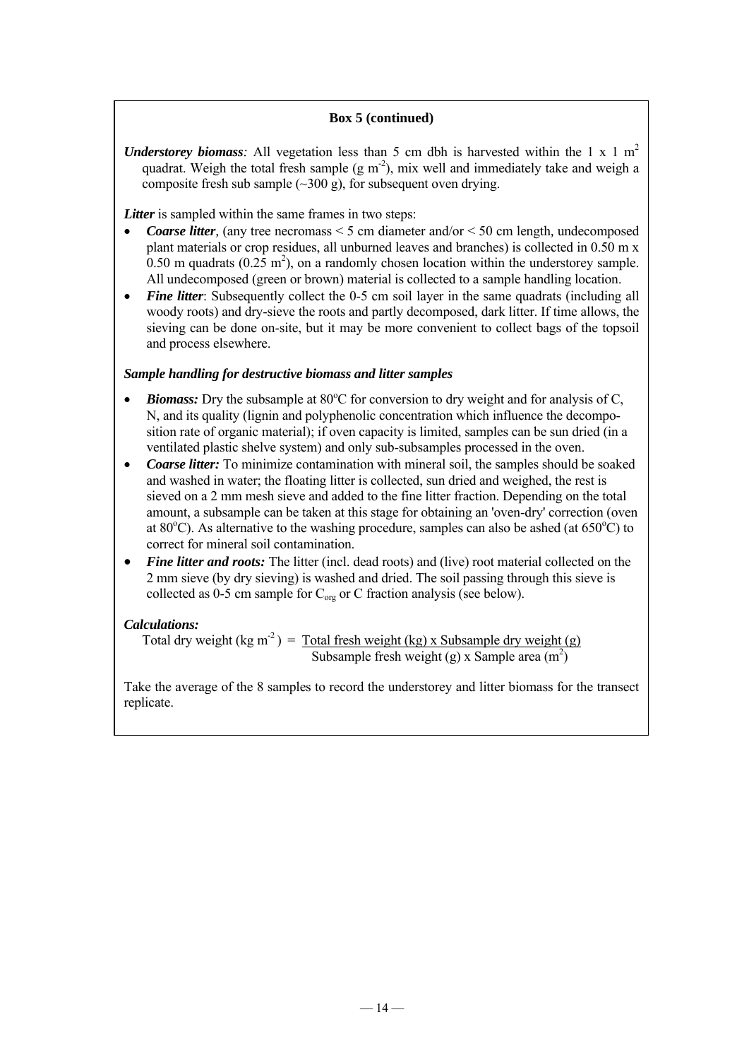**Box 5 (continued)**

***Understorey biomass:*** All vegetation less than 5 cm dbh is harvested within the 1 x 1 $m^2$ quadrat. Weigh the total fresh sample (g $m^{-2}$), mix well and immediately take and weigh a composite fresh sub sample (~300 g), for subsequent oven drying.

***Litter*** is sampled within the same frames in two steps:

- ***Coarse litter***, (any tree necromass < 5 cm diameter and/or < 50 cm length, undecomposed plant materials or crop residues, all unburned leaves and branches) is collected in 0.50 m x 0.50 m quadrats (0.25 $m^2$), on a randomly chosen location within the understorey sample. All undecomposed (green or brown) material is collected to a sample handling location.
- ***Fine litter***: Subsequently collect the 0-5 cm soil layer in the same quadrats (including all woody roots) and dry-sieve the roots and partly decomposed, dark litter. If time allows, the sieving can be done on-site, but it may be more convenient to collect bags of the topsoil and process elsewhere.

***Sample handling for destructive biomass and litter samples***

- ***Biomass:*** Dry the subsample at 80°C for conversion to dry weight and for analysis of C, N, and its quality (lignin and polyphenolic concentration which influence the decomposition rate of organic material); if oven capacity is limited, samples can be sun dried (in a ventilated plastic shelve system) and only sub-subsamples processed in the oven.
- ***Coarse litter:*** To minimize contamination with mineral soil, the samples should be soaked and washed in water; the floating litter is collected, sun dried and weighed, the rest is sieved on a 2 mm mesh sieve and added to the fine litter fraction. Depending on the total amount, a subsample can be taken at this stage for obtaining an 'oven-dry' correction (oven at 80°C). As alternative to the washing procedure, samples can also be ashed (at 650°C) to correct for mineral soil contamination.
- ***Fine litter and roots:*** The litter (incl. dead roots) and (live) root material collected on the 2 mm sieve (by dry sieving) is washed and dried. The soil passing through this sieve is collected as 0-5 cm sample for $C_{org}$ or C fraction analysis (see below).

***Calculations:***

$$\text{Total dry weight (kg m}^{-2}\text{)} = \frac{\text{Total fresh weight (kg) x Subsample dry weight (g)}}{\text{Subsample fresh weight (g) x Sample area (m}^2\text{)}}$$

Take the average of the 8 samples to record the understorey and litter biomass for the transect replicate.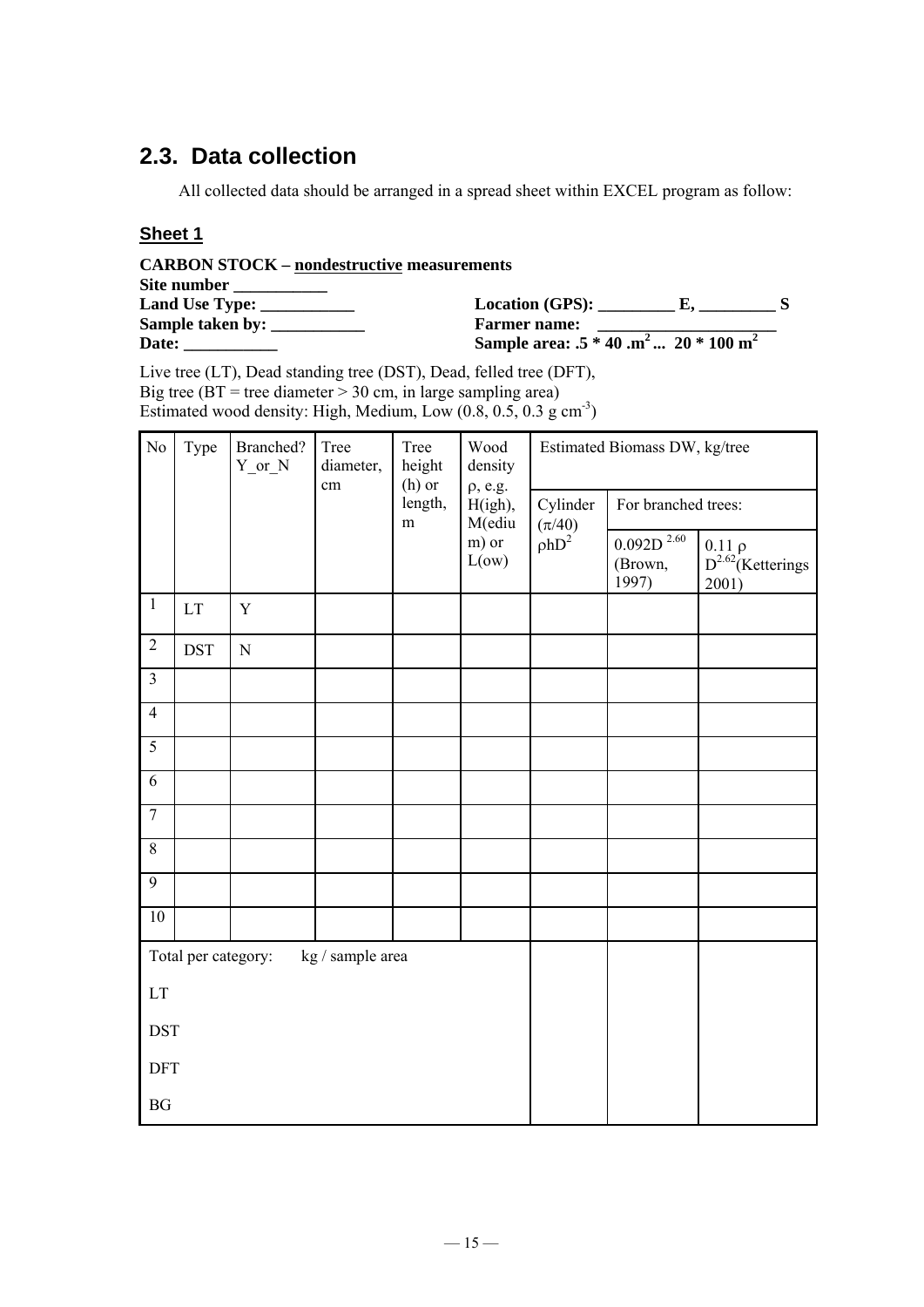## 2.3. Data collection

All collected data should be arranged in a spread sheet within EXCEL program as follow:

### Sheet 1

**CARBON STOCK – <u>nondestructive</u> measurements**

**Site number ___________**

**Land Use Type: ___________** **Location (GPS): _________ E, _________ S**

**Sample taken by: ___________** **Farmer name: _____________________**

**Date: ___________** **Sample area: .5 * 40 .$m^2$ ... 20 * 100 $m^2$**

Live tree (LT), Dead standing tree (DST), Dead, felled tree (DFT),
Big tree (BT = tree diameter > 30 cm, in large sampling area)
Estimated wood density: High, Medium, Low (0.8, 0.5, 0.3 g $cm^{-3}$)

| No | Type | Branched? Y_or_N | Tree diameter, cm | Tree height (h) or length, m | Wood density ρ, e.g. H(igh), M(edium) or L(ow) | Estimated Biomass DW, kg/tree | | |
|---|---|---|---|---|---|---|---|---|
| | | | | | | Cylinder ($\pi$/40) $\rho hD^2$ | For branched trees: | |
| | | | | | | | $0.092D^{2.60}$ (Brown, 1997) | $0.11\ \rho\ D^{2.62}$(Ketterings 2001) |
| 1 | LT | Y | | | | | | |
| 2 | DST | N | | | | | | |
| 3 | | | | | | | | |
| 4 | | | | | | | | |
| 5 | | | | | | | | |
| 6 | | | | | | | | |
| 7 | | | | | | | | |
| 8 | | | | | | | | |
| 9 | | | | | | | | |
| 10 | | | | | | | | |
| Total per category: kg / sample area | | | | | | | | |
| LT | | | | | | | | |
| DST | | | | | | | | |
| DFT | | | | | | | | |
| BG | | | | | | | | |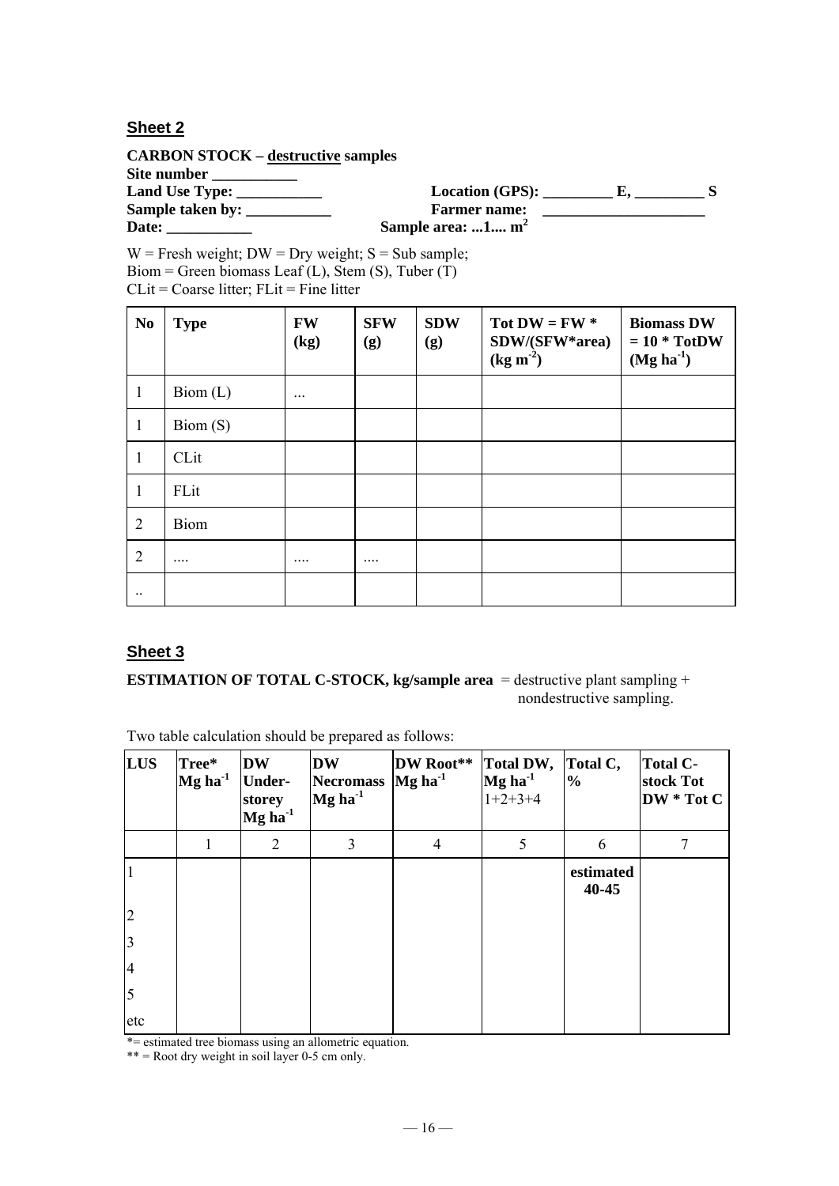## Sheet 2

**CARBON STOCK – destructive samples**
**Site number ___________**
**Land Use Type: ___________** **Location (GPS): _________ E, _________ S**
**Sample taken by: ___________** **Farmer name: _____________________**
**Date: ___________** **Sample area: ...1.... m$^2$**

W = Fresh weight; DW = Dry weight; S = Sub sample;
Biom = Green biomass Leaf (L), Stem (S), Tuber (T)
CLit = Coarse litter; FLit = Fine litter

| No | Type | FW (kg) | SFW (g) | SDW (g) | Tot DW = FW * SDW/(SFW*area) (kg m$^{-2}$) | Biomass DW = 10 * TotDW (Mg ha$^{-1}$) |
|---|---|---|---|---|---|---|
| 1 | Biom (L) | ... | | | | |
| 1 | Biom (S) | | | | | |
| 1 | CLit | | | | | |
| 1 | FLit | | | | | |
| 2 | Biom | | | | | |
| 2 | .... | .... | .... | | | |
| .. | | | | | | |

## Sheet 3

**ESTIMATION OF TOTAL C-STOCK, kg/sample area** = destructive plant sampling + nondestructive sampling.

Two table calculation should be prepared as follows:

| LUS | Tree* Mg ha$^{-1}$ | DW Under-storey Mg ha$^{-1}$ | DW Necromass Mg ha$^{-1}$ | DW Root** Mg ha$^{-1}$ | Total DW, Mg ha$^{-1}$ 1+2+3+4 | Total C, % | Total C-stock Tot DW * Tot C |
|---|---|---|---|---|---|---|---|
| | 1 | 2 | 3 | 4 | 5 | 6 | 7 |
| 1 | | | | | | estimated 40-45 | |
| 2 | | | | | | | |
| 3 | | | | | | | |
| 4 | | | | | | | |
| 5 | | | | | | | |
| etc | | | | | | | |

*= estimated tree biomass using an allometric equation.
** = Root dry weight in soil layer 0-5 cm only.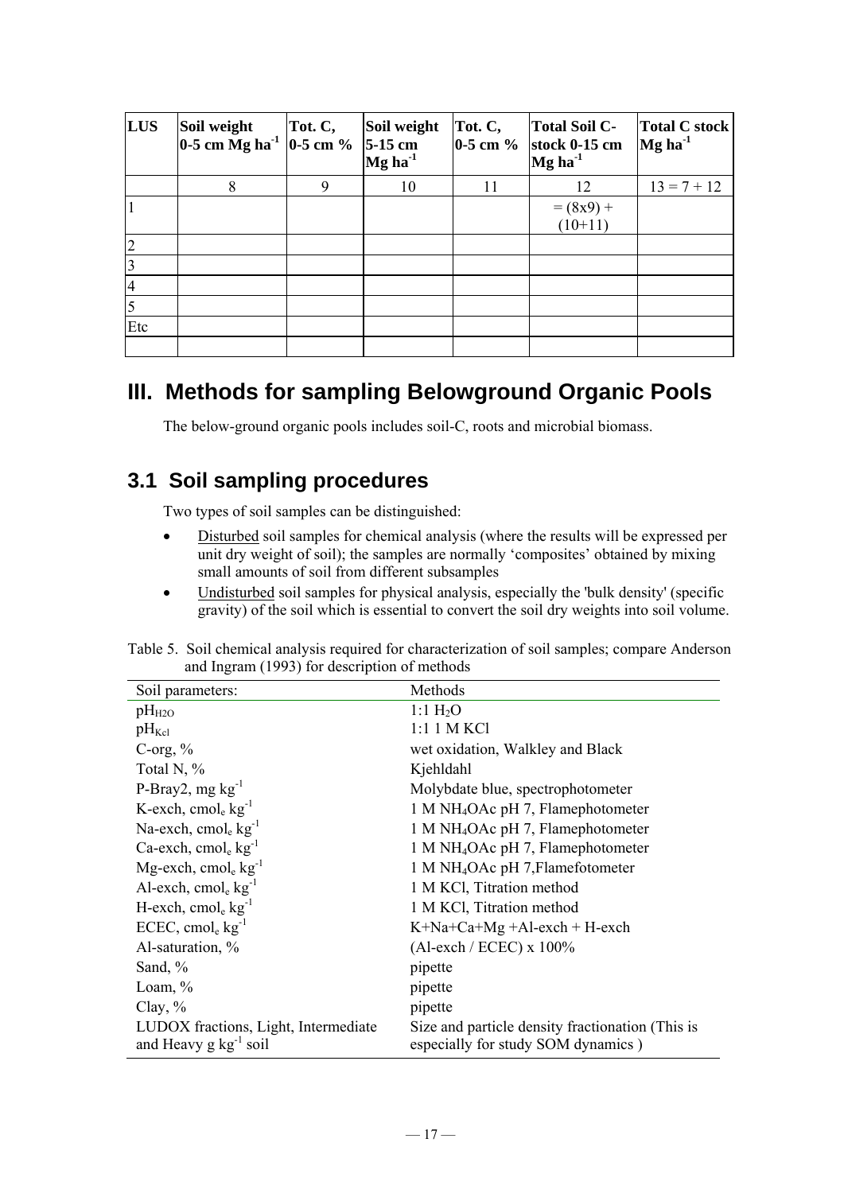| LUS | Soil weight 0-5 cm Mg ha$^{-1}$ | Tot. C, 0-5 cm % | Soil weight 5-15 cm Mg ha$^{-1}$ | Tot. C, 0-5 cm % | Total Soil C-stock 0-15 cm Mg ha$^{-1}$ | Total C stock Mg ha$^{-1}$ |
|---|---|---|---|---|---|---|
| | 8 | 9 | 10 | 11 | 12 | 13 = 7 + 12 |
| 1 | | | | | = (8x9) + (10+11) | |
| 2 | | | | | | |
| 3 | | | | | | |
| 4 | | | | | | |
| 5 | | | | | | |
| Etc | | | | | | |
| | | | | | | |

# III. Methods for sampling Belowground Organic Pools

The below-ground organic pools includes soil-C, roots and microbial biomass.

## 3.1 Soil sampling procedures

Two types of soil samples can be distinguished:

- Disturbed soil samples for chemical analysis (where the results will be expressed per unit dry weight of soil); the samples are normally 'composites' obtained by mixing small amounts of soil from different subsamples
- Undisturbed soil samples for physical analysis, especially the 'bulk density' (specific gravity) of the soil which is essential to convert the soil dry weights into soil volume.

Table 5. Soil chemical analysis required for characterization of soil samples; compare Anderson and Ingram (1993) for description of methods

| Soil parameters: | Methods |
|---|---|
| $pH_{H2O}$ | 1:1 $H_2O$ |
| $pH_{Kcl}$ | 1:1 1 M KCl |
| C-org, % | wet oxidation, Walkley and Black |
| Total N, % | Kjehldahl |
| P-Bray2, mg kg$^{-1}$ | Molybdate blue, spectrophotometer |
| K-exch, cmol$_e$ kg$^{-1}$ | 1 M $NH_4OAc$ pH 7, Flamephotometer |
| Na-exch, cmol$_e$ kg$^{-1}$ | 1 M $NH_4OAc$ pH 7, Flamephotometer |
| Ca-exch, cmol$_e$ kg$^{-1}$ | 1 M $NH_4OAc$ pH 7, Flamephotometer |
| Mg-exch, cmol$_e$ kg$^{-1}$ | 1 M $NH_4OAc$ pH 7,Flamefotometer |
| Al-exch, cmol$_e$ kg$^{-1}$ | 1 M KCl, Titration method |
| H-exch, cmol$_e$ kg$^{-1}$ | 1 M KCl, Titration method |
| ECEC, cmol$_e$ kg$^{-1}$ | K+Na+Ca+Mg +Al-exch + H-exch |
| Al-saturation, % | (Al-exch / ECEC) x 100% |
| Sand, % | pipette |
| Loam, % | pipette |
| Clay, % | pipette |
| LUDOX fractions, Light, Intermediate and Heavy g kg$^{-1}$ soil | Size and particle density fractionation (This is especially for study SOM dynamics ) |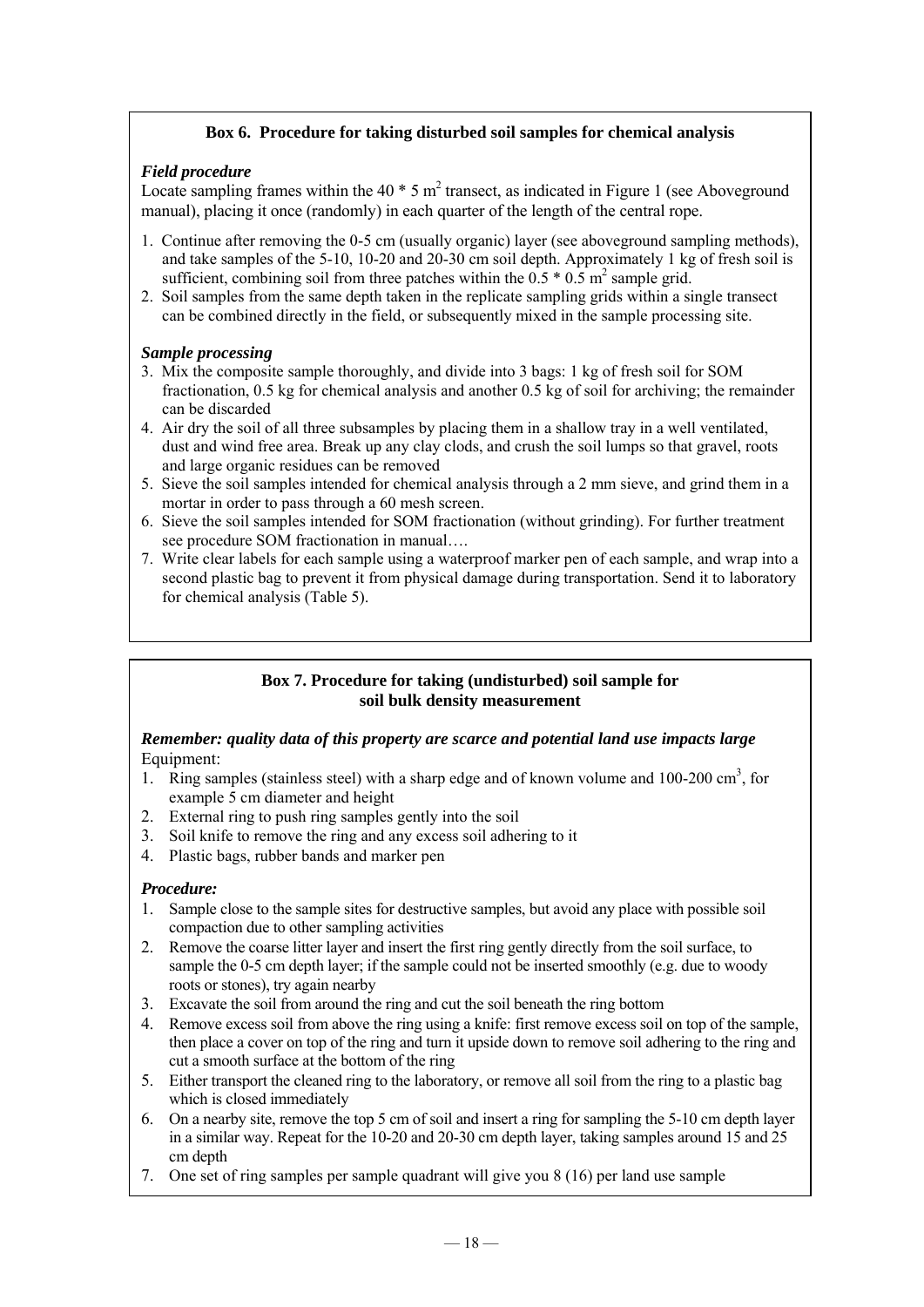### Box 6. Procedure for taking disturbed soil samples for chemical analysis

***Field procedure***

Locate sampling frames within the 40 * 5 $m^2$ transect, as indicated in Figure 1 (see Aboveground manual), placing it once (randomly) in each quarter of the length of the central rope.

1. Continue after removing the 0-5 cm (usually organic) layer (see aboveground sampling methods), and take samples of the 5-10, 10-20 and 20-30 cm soil depth. Approximately 1 kg of fresh soil is sufficient, combining soil from three patches within the 0.5 * 0.5 $m^2$ sample grid.
2. Soil samples from the same depth taken in the replicate sampling grids within a single transect can be combined directly in the field, or subsequently mixed in the sample processing site.

***Sample processing***

3. Mix the composite sample thoroughly, and divide into 3 bags: 1 kg of fresh soil for SOM fractionation, 0.5 kg for chemical analysis and another 0.5 kg of soil for archiving; the remainder can be discarded
4. Air dry the soil of all three subsamples by placing them in a shallow tray in a well ventilated, dust and wind free area. Break up any clay clods, and crush the soil lumps so that gravel, roots and large organic residues can be removed
5. Sieve the soil samples intended for chemical analysis through a 2 mm sieve, and grind them in a mortar in order to pass through a 60 mesh screen.
6. Sieve the soil samples intended for SOM fractionation (without grinding). For further treatment see procedure SOM fractionation in manual….
7. Write clear labels for each sample using a waterproof marker pen of each sample, and wrap into a second plastic bag to prevent it from physical damage during transportation. Send it to laboratory for chemical analysis (Table 5).

### Box 7. Procedure for taking (undisturbed) soil sample for soil bulk density measurement

***Remember: quality data of this property are scarce and potential land use impacts large***

Equipment:

1. Ring samples (stainless steel) with a sharp edge and of known volume and 100-200 $cm^3$, for example 5 cm diameter and height
2. External ring to push ring samples gently into the soil
3. Soil knife to remove the ring and any excess soil adhering to it
4. Plastic bags, rubber bands and marker pen

***Procedure:***

1. Sample close to the sample sites for destructive samples, but avoid any place with possible soil compaction due to other sampling activities
2. Remove the coarse litter layer and insert the first ring gently directly from the soil surface, to sample the 0-5 cm depth layer; if the sample could not be inserted smoothly (e.g. due to woody roots or stones), try again nearby
3. Excavate the soil from around the ring and cut the soil beneath the ring bottom
4. Remove excess soil from above the ring using a knife: first remove excess soil on top of the sample, then place a cover on top of the ring and turn it upside down to remove soil adhering to the ring and cut a smooth surface at the bottom of the ring
5. Either transport the cleaned ring to the laboratory, or remove all soil from the ring to a plastic bag which is closed immediately
6. On a nearby site, remove the top 5 cm of soil and insert a ring for sampling the 5-10 cm depth layer in a similar way. Repeat for the 10-20 and 20-30 cm depth layer, taking samples around 15 and 25 cm depth
7. One set of ring samples per sample quadrant will give you 8 (16) per land use sample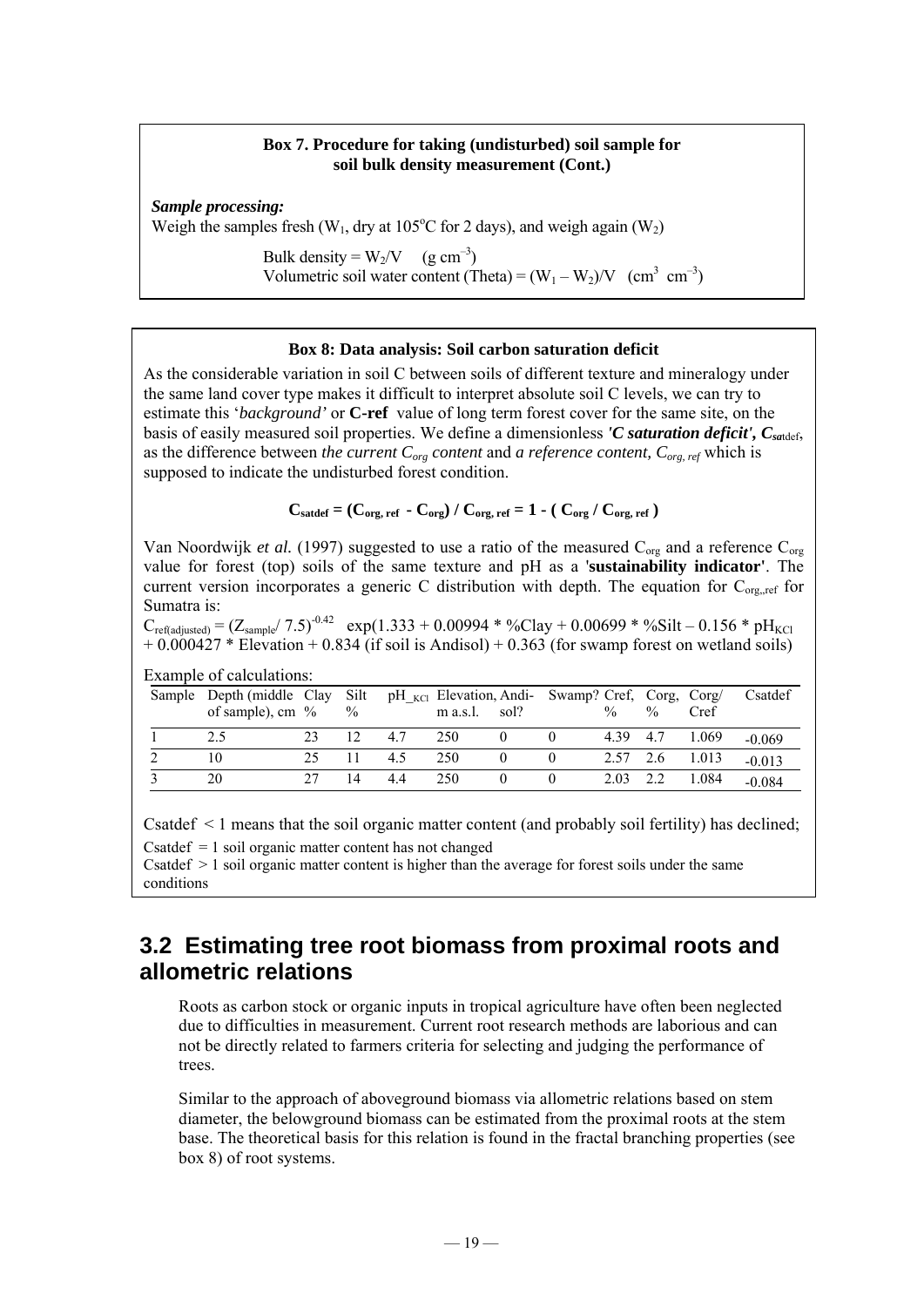**Box 7. Procedure for taking (undisturbed) soil sample for soil bulk density measurement (Cont.)**

***Sample processing:***

Weigh the samples fresh ($W_1$, dry at 105°C for 2 days), and weigh again ($W_2$)

Bulk density = $W_2/V$ (g $cm^{-3}$)

Volumetric soil water content (Theta) = $(W_1 - W_2)/V$ ($cm^3$ $cm^{-3}$)

**Box 8: Data analysis: Soil carbon saturation deficit**

As the considerable variation in soil C between soils of different texture and mineralogy under the same land cover type makes it difficult to interpret absolute soil C levels, we can try to estimate this '*background'* or **C-ref** value of long term forest cover for the same site, on the basis of easily measured soil properties. We define a dimensionless ***'C saturation deficit', $C_{satdef}$***, as the difference between *the current $C_{org}$ content* and *a reference content, $C_{org, ref}$* which is supposed to indicate the undisturbed forest condition.

$$C_{satdef} = (C_{org, ref} - C_{org}) / C_{org, ref} = 1 - (C_{org} / C_{org, ref})$$

Van Noordwijk *et al.* (1997) suggested to use a ratio of the measured $C_{org}$ and a reference $C_{org}$ value for forest (top) soils of the same texture and pH as a '**sustainability indicator**'. The current version incorporates a generic C distribution with depth. The equation for $C_{org,,ref}$ for Sumatra is:

$C_{ref(adjusted)} = (Z_{sample}/ 7.5)^{-0.42}$ $\exp(1.333 + 0.00994 * \%Clay + 0.00699 * \%Silt - 0.156 * pH_{KCl} + 0.000427 * Elevation + 0.834$ (if soil is Andisol) + 0.363 (for swamp forest on wetland soils)

Example of calculations:

| Sample | Depth (middle of sample), cm | Clay % | Silt % | $pH_{KCl}$ | Elevation, m a.s.l. | Andisol? | Swamp? | Cref, % | Corg, % | Corg/ Cref | Csatdef |
|---|---|---|---|---|---|---|---|---|---|---|---|
| 1 | 2.5 | 23 | 12 | 4.7 | 250 | 0 | 0 | 4.39 | 4.7 | 1.069 | -0.069 |
| 2 | 10 | 25 | 11 | 4.5 | 250 | 0 | 0 | 2.57 | 2.6 | 1.013 | -0.013 |
| 3 | 20 | 27 | 14 | 4.4 | 250 | 0 | 0 | 2.03 | 2.2 | 1.084 | -0.084 |

Csatdef < 1 means that the soil organic matter content (and probably soil fertility) has declined;

Csatdef = 1 soil organic matter content has not changed

Csatdef > 1 soil organic matter content is higher than the average for forest soils under the same conditions

## 3.2 Estimating tree root biomass from proximal roots and allometric relations

Roots as carbon stock or organic inputs in tropical agriculture have often been neglected due to difficulties in measurement. Current root research methods are laborious and can not be directly related to farmers criteria for selecting and judging the performance of trees.

Similar to the approach of aboveground biomass via allometric relations based on stem diameter, the belowground biomass can be estimated from the proximal roots at the stem base. The theoretical basis for this relation is found in the fractal branching properties (see box 8) of root systems.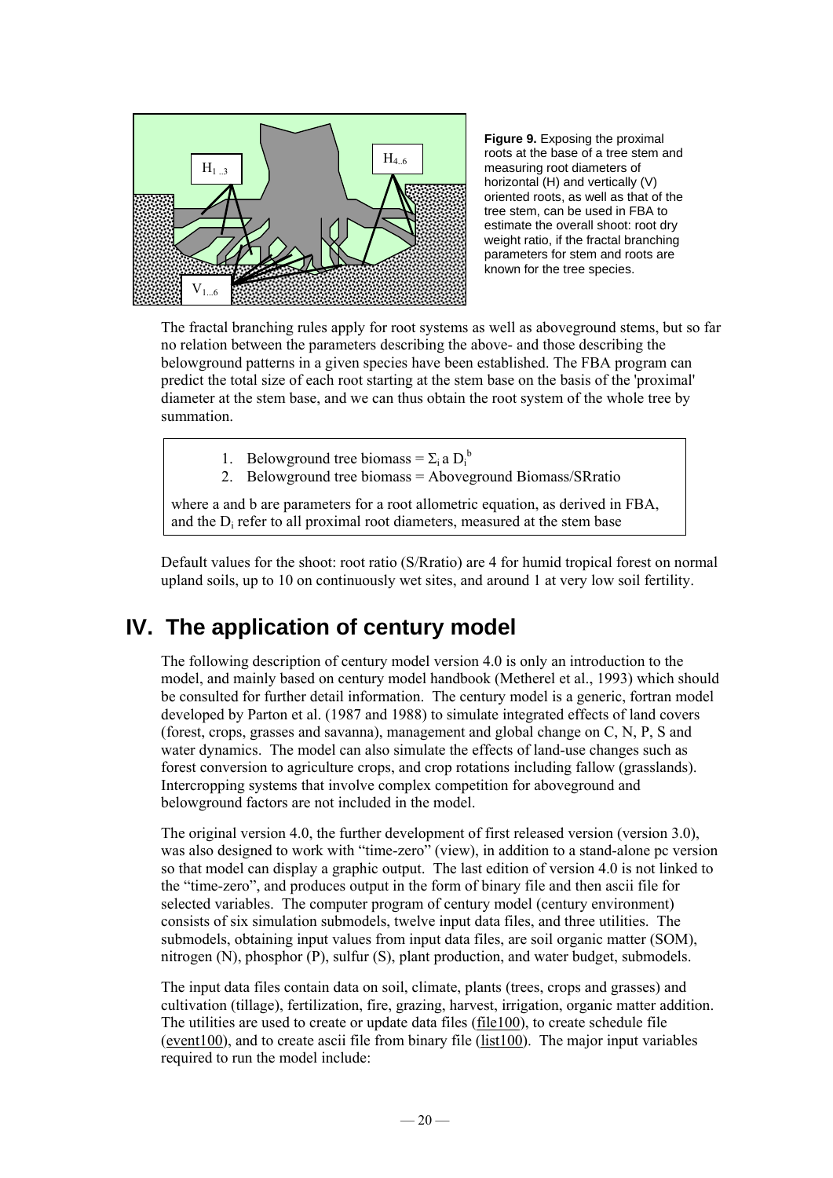**Figure 9.** Exposing the proximal roots at the base of a tree stem and measuring root diameters of horizontal (H) and vertically (V) oriented roots, as well as that of the tree stem, can be used in FBA to estimate the overall shoot: root dry weight ratio, if the fractal branching parameters for stem and roots are known for the tree species.

The fractal branching rules apply for root systems as well as aboveground stems, but so far no relation between the parameters describing the above- and those describing the belowground patterns in a given species have been established. The FBA program can predict the total size of each root starting at the stem base on the basis of the 'proximal' diameter at the stem base, and we can thus obtain the root system of the whole tree by summation.

1. Belowground tree biomass = $\Sigma_i \, a \, D_i^b$
2. Belowground tree biomass = Aboveground Biomass/SRratio

where a and b are parameters for a root allometric equation, as derived in FBA, and the $D_i$ refer to all proximal root diameters, measured at the stem base

Default values for the shoot: root ratio (S/Rratio) are 4 for humid tropical forest on normal upland soils, up to 10 on continuously wet sites, and around 1 at very low soil fertility.

# IV. The application of century model

The following description of century model version 4.0 is only an introduction to the model, and mainly based on century model handbook (Metherel et al., 1993) which should be consulted for further detail information. The century model is a generic, fortran model developed by Parton et al. (1987 and 1988) to simulate integrated effects of land covers (forest, crops, grasses and savanna), management and global change on C, N, P, S and water dynamics. The model can also simulate the effects of land-use changes such as forest conversion to agriculture crops, and crop rotations including fallow (grasslands). Intercropping systems that involve complex competition for aboveground and belowground factors are not included in the model.

The original version 4.0, the further development of first released version (version 3.0), was also designed to work with "time-zero" (view), in addition to a stand-alone pc version so that model can display a graphic output. The last edition of version 4.0 is not linked to the "time-zero", and produces output in the form of binary file and then ascii file for selected variables. The computer program of century model (century environment) consists of six simulation submodels, twelve input data files, and three utilities. The submodels, obtaining input values from input data files, are soil organic matter (SOM), nitrogen (N), phosphor (P), sulfur (S), plant production, and water budget, submodels.

The input data files contain data on soil, climate, plants (trees, crops and grasses) and cultivation (tillage), fertilization, fire, grazing, harvest, irrigation, organic matter addition. The utilities are used to create or update data files (file100), to create schedule file (event100), and to create ascii file from binary file (list100). The major input variables required to run the model include: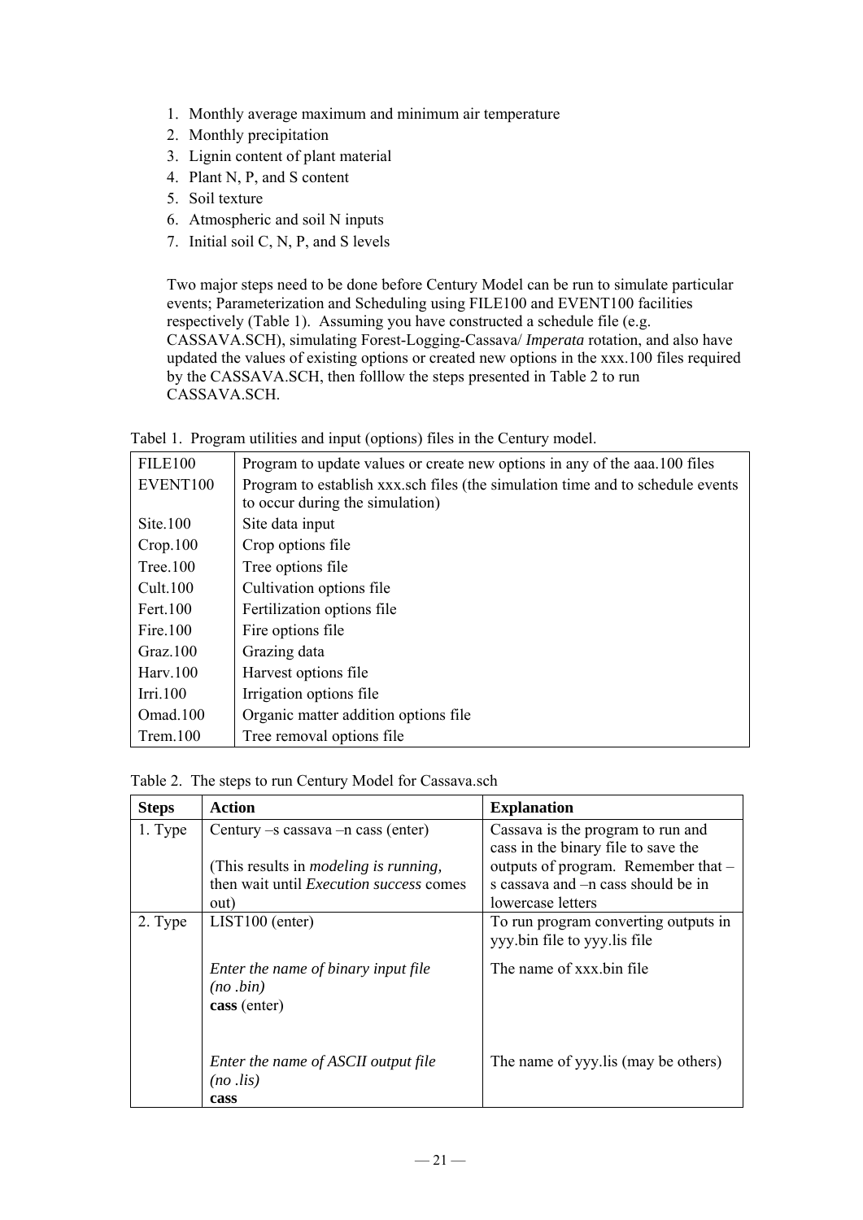1. Monthly average maximum and minimum air temperature
2. Monthly precipitation
3. Lignin content of plant material
4. Plant N, P, and S content
5. Soil texture
6. Atmospheric and soil N inputs
7. Initial soil C, N, P, and S levels

Two major steps need to be done before Century Model can be run to simulate particular events; Parameterization and Scheduling using FILE100 and EVENT100 facilities respectively (Table 1). Assuming you have constructed a schedule file (e.g. CASSAVA.SCH), simulating Forest-Logging-Cassava/ *Imperata* rotation, and also have updated the values of existing options or created new options in the xxx.100 files required by the CASSAVA.SCH, then folllow the steps presented in Table 2 to run CASSAVA.SCH.

Tabel 1. Program utilities and input (options) files in the Century model.

| | |
|---|---|
| FILE100 | Program to update values or create new options in any of the aaa.100 files |
| EVENT100 | Program to establish xxx.sch files (the simulation time and to schedule events to occur during the simulation) |
| Site.100 | Site data input |
| Crop.100 | Crop options file |
| Tree.100 | Tree options file |
| Cult.100 | Cultivation options file |
| Fert.100 | Fertilization options file |
| Fire.100 | Fire options file |
| Graz.100 | Grazing data |
| Harv.100 | Harvest options file |
| Irri.100 | Irrigation options file |
| Omad.100 | Organic matter addition options file |
| Trem.100 | Tree removal options file |

Table 2. The steps to run Century Model for Cassava.sch

| Steps | Action | Explanation |
|---|---|---|
| 1. Type | Century –s cassava –n cass (enter)<br><br>(This results in *modeling is running,* then wait until *Execution success* comes out) | Cassava is the program to run and cass in the binary file to save the outputs of program. Remember that –s cassava and –n cass should be in lowercase letters |
| 2. Type | LIST100 (enter)<br><br>*Enter the name of binary input file (no .bin)*<br>**cass** (enter)<br><br>*Enter the name of ASCII output file (no .lis)*<br>**cass** | To run program converting outputs in yyy.bin file to yyy.lis file<br><br>The name of xxx.bin file<br><br>The name of yyy.lis (may be others) |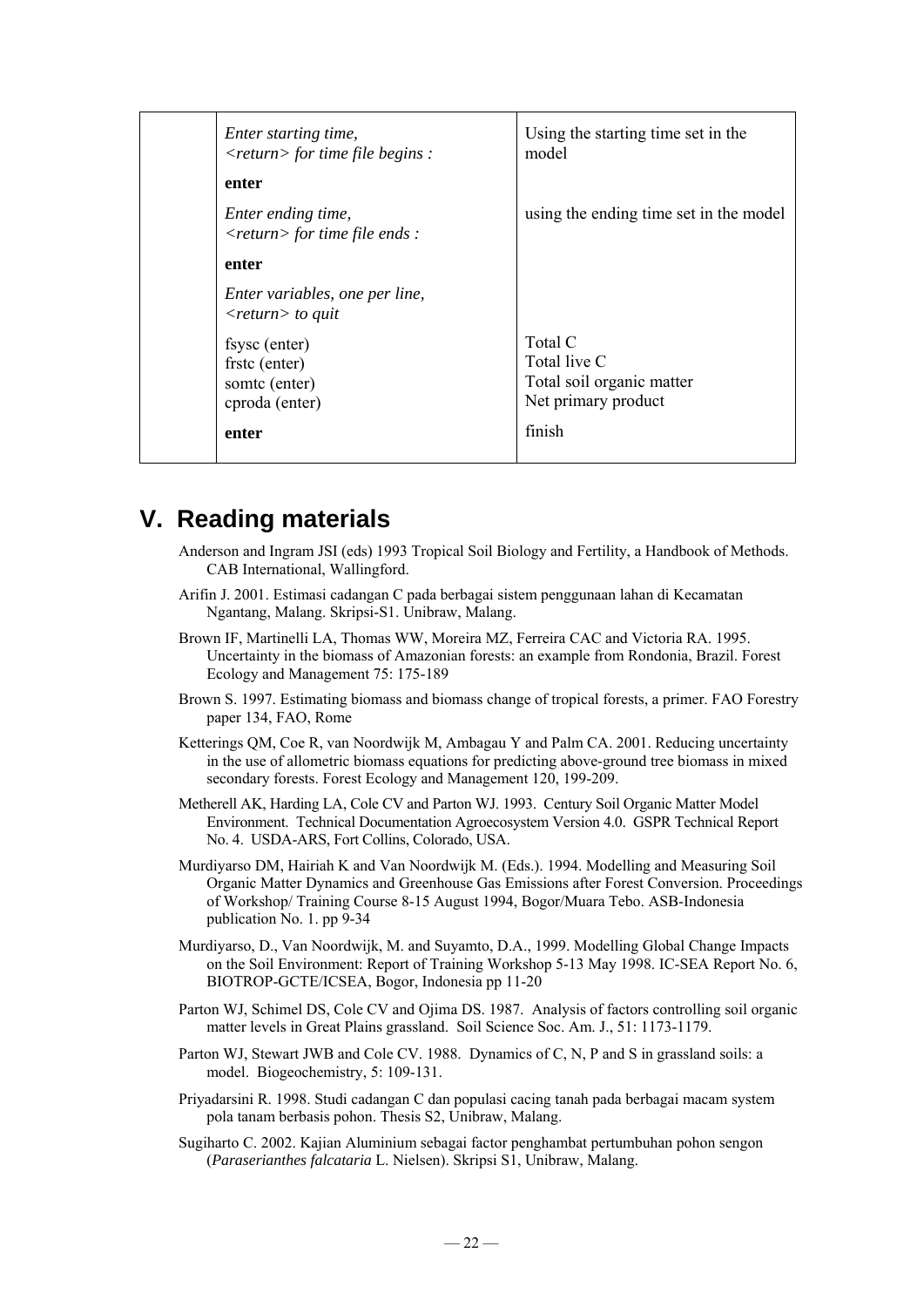| | | |
|---|---|---|
| | *Enter starting time,* *<return> for time file begins :* | Using the starting time set in the model |
| | **enter** | |
| | *Enter ending time,* *<return> for time file ends :* | using the ending time set in the model |
| | **enter** | |
| | *Enter variables, one per line,* *<return> to quit* | |
| | fsysc (enter) | Total C |
| | frstc (enter) | Total live C |
| | somtc (enter) | Total soil organic matter |
| | cproda (enter) | Net primary product |
| | **enter** | finish |

## V. Reading materials

Anderson and Ingram JSI (eds) 1993 Tropical Soil Biology and Fertility, a Handbook of Methods. CAB International, Wallingford.

Arifin J. 2001. Estimasi cadangan C pada berbagai sistem penggunaan lahan di Kecamatan Ngantang, Malang. Skripsi-S1. Unibraw, Malang.

Brown IF, Martinelli LA, Thomas WW, Moreira MZ, Ferreira CAC and Victoria RA. 1995. Uncertainty in the biomass of Amazonian forests: an example from Rondonia, Brazil. Forest Ecology and Management 75: 175-189

Brown S. 1997. Estimating biomass and biomass change of tropical forests, a primer. FAO Forestry paper 134, FAO, Rome

Ketterings QM, Coe R, van Noordwijk M, Ambagau Y and Palm CA. 2001. Reducing uncertainty in the use of allometric biomass equations for predicting above-ground tree biomass in mixed secondary forests. Forest Ecology and Management 120, 199-209.

Metherell AK, Harding LA, Cole CV and Parton WJ. 1993. Century Soil Organic Matter Model Environment. Technical Documentation Agroecosystem Version 4.0. GSPR Technical Report No. 4. USDA-ARS, Fort Collins, Colorado, USA.

Murdiyarso DM, Hairiah K and Van Noordwijk M. (Eds.). 1994. Modelling and Measuring Soil Organic Matter Dynamics and Greenhouse Gas Emissions after Forest Conversion. Proceedings of Workshop/ Training Course 8-15 August 1994, Bogor/Muara Tebo. ASB-Indonesia publication No. 1. pp 9-34

Murdiyarso, D., Van Noordwijk, M. and Suyamto, D.A., 1999. Modelling Global Change Impacts on the Soil Environment: Report of Training Workshop 5-13 May 1998. IC-SEA Report No. 6, BIOTROP-GCTE/ICSEA, Bogor, Indonesia pp 11-20

Parton WJ, Schimel DS, Cole CV and Ojima DS. 1987. Analysis of factors controlling soil organic matter levels in Great Plains grassland. Soil Science Soc. Am. J., 51: 1173-1179.

Parton WJ, Stewart JWB and Cole CV. 1988. Dynamics of C, N, P and S in grassland soils: a model. Biogeochemistry, 5: 109-131.

Priyadarsini R. 1998. Studi cadangan C dan populasi cacing tanah pada berbagai macam system pola tanam berbasis pohon. Thesis S2, Unibraw, Malang.

Sugiharto C. 2002. Kajian Aluminium sebagai factor penghambat pertumbuhan pohon sengon (*Paraserianthes falcataria* L. Nielsen). Skripsi S1, Unibraw, Malang.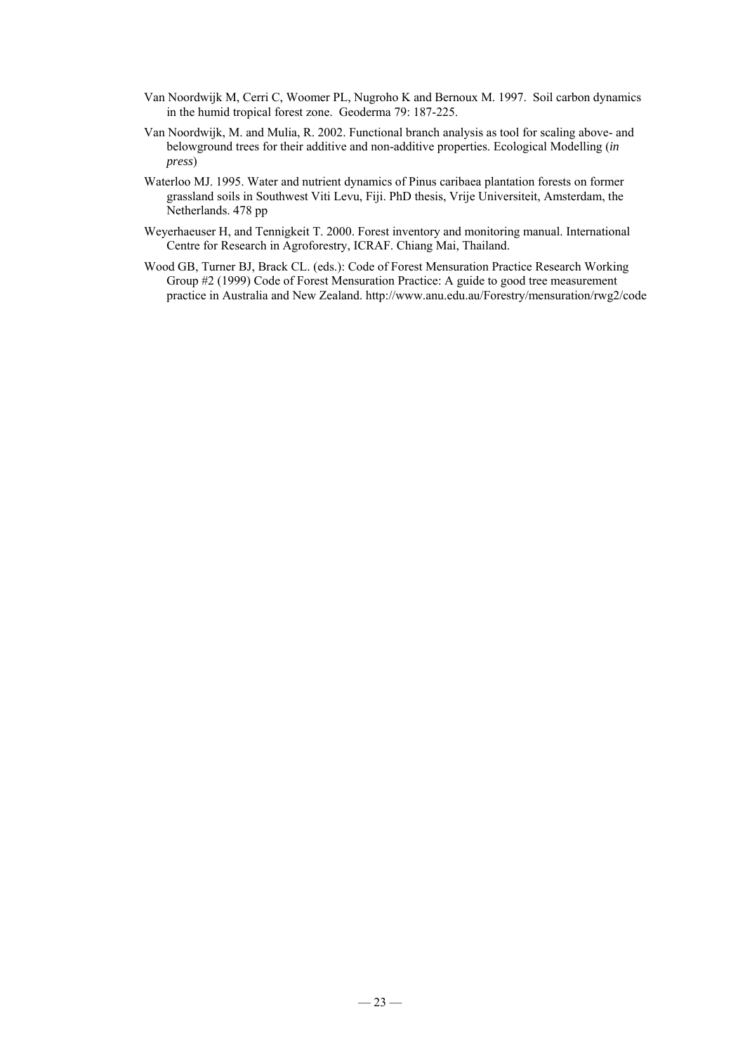Van Noordwijk M, Cerri C, Woomer PL, Nugroho K and Bernoux M. 1997. Soil carbon dynamics in the humid tropical forest zone. Geoderma 79: 187-225.

Van Noordwijk, M. and Mulia, R. 2002. Functional branch analysis as tool for scaling above- and belowground trees for their additive and non-additive properties. Ecological Modelling (*in press*)

Waterloo MJ. 1995. Water and nutrient dynamics of Pinus caribaea plantation forests on former grassland soils in Southwest Viti Levu, Fiji. PhD thesis, Vrije Universiteit, Amsterdam, the Netherlands. 478 pp

Weyerhaeuser H, and Tennigkeit T. 2000. Forest inventory and monitoring manual. International Centre for Research in Agroforestry, ICRAF. Chiang Mai, Thailand.

Wood GB, Turner BJ, Brack CL. (eds.): Code of Forest Mensuration Practice Research Working Group #2 (1999) Code of Forest Mensuration Practice: A guide to good tree measurement practice in Australia and New Zealand. http://www.anu.edu.au/Forestry/mensuration/rwg2/code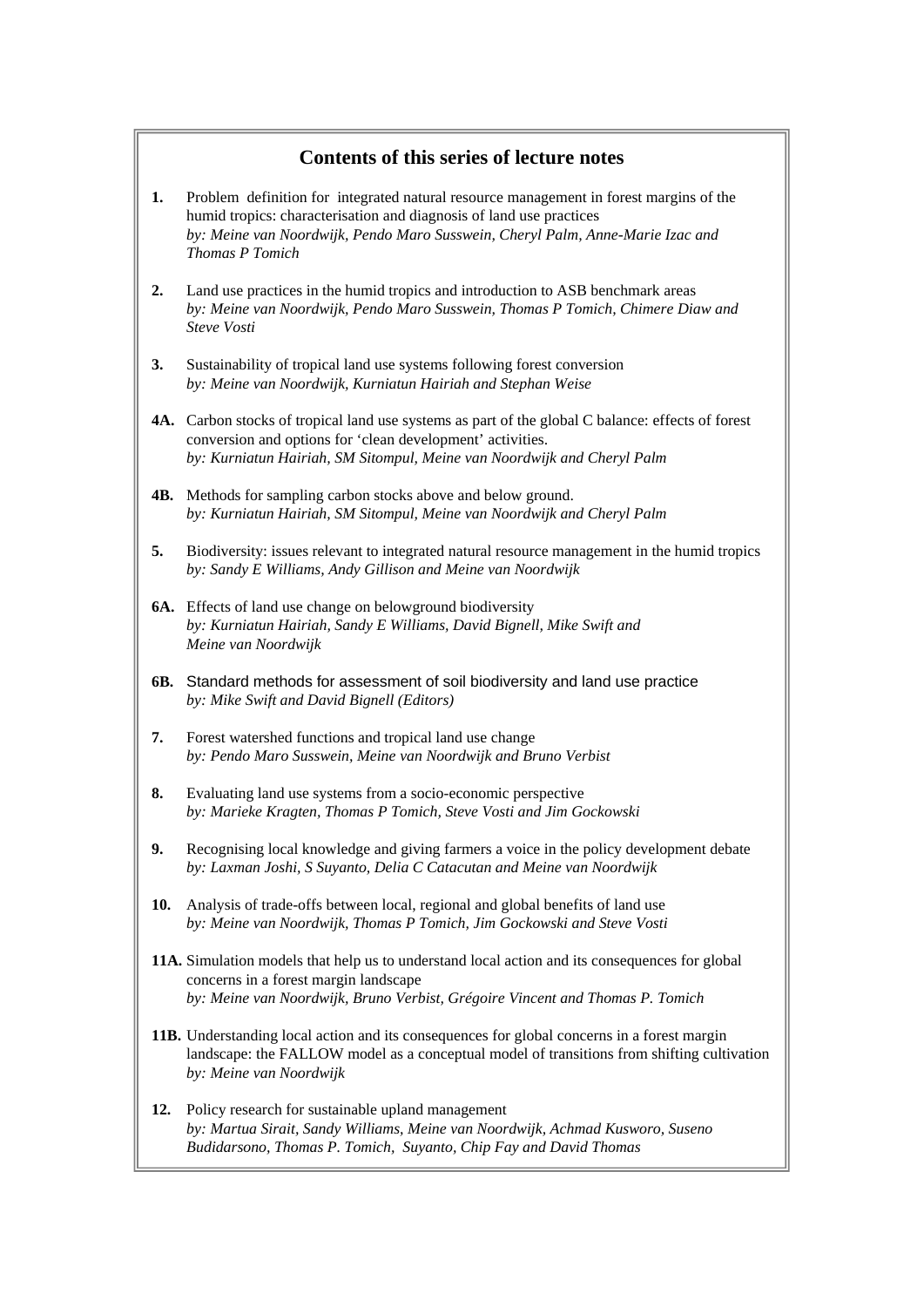## Contents of this series of lecture notes

**1.** Problem definition for integrated natural resource management in forest margins of the humid tropics: characterisation and diagnosis of land use practices
*by: Meine van Noordwijk, Pendo Maro Susswein, Cheryl Palm, Anne-Marie Izac and Thomas P Tomich*

**2.** Land use practices in the humid tropics and introduction to ASB benchmark areas
*by: Meine van Noordwijk, Pendo Maro Susswein, Thomas P Tomich, Chimere Diaw and Steve Vosti*

**3.** Sustainability of tropical land use systems following forest conversion
*by: Meine van Noordwijk, Kurniatun Hairiah and Stephan Weise*

**4A.** Carbon stocks of tropical land use systems as part of the global C balance: effects of forest conversion and options for 'clean development' activities.
*by: Kurniatun Hairiah, SM Sitompul, Meine van Noordwijk and Cheryl Palm*

**4B.** Methods for sampling carbon stocks above and below ground.
*by: Kurniatun Hairiah, SM Sitompul, Meine van Noordwijk and Cheryl Palm*

**5.** Biodiversity: issues relevant to integrated natural resource management in the humid tropics
*by: Sandy E Williams, Andy Gillison and Meine van Noordwijk*

**6A.** Effects of land use change on belowground biodiversity
*by: Kurniatun Hairiah, Sandy E Williams, David Bignell, Mike Swift and Meine van Noordwijk*

**6B.** Standard methods for assessment of soil biodiversity and land use practice
*by: Mike Swift and David Bignell (Editors)*

**7.** Forest watershed functions and tropical land use change
*by: Pendo Maro Susswein, Meine van Noordwijk and Bruno Verbist*

**8.** Evaluating land use systems from a socio-economic perspective
*by: Marieke Kragten, Thomas P Tomich, Steve Vosti and Jim Gockowski*

**9.** Recognising local knowledge and giving farmers a voice in the policy development debate
*by: Laxman Joshi, S Suyanto, Delia C Catacutan and Meine van Noordwijk*

**10.** Analysis of trade-offs between local, regional and global benefits of land use
*by: Meine van Noordwijk, Thomas P Tomich, Jim Gockowski and Steve Vosti*

**11A.** Simulation models that help us to understand local action and its consequences for global concerns in a forest margin landscape
*by: Meine van Noordwijk, Bruno Verbist, Grégoire Vincent and Thomas P. Tomich*

**11B.** Understanding local action and its consequences for global concerns in a forest margin landscape: the FALLOW model as a conceptual model of transitions from shifting cultivation
*by: Meine van Noordwijk*

**12.** Policy research for sustainable upland management
*by: Martua Sirait, Sandy Williams, Meine van Noordwijk, Achmad Kusworo, Suseno Budidarsono, Thomas P. Tomich, Suyanto, Chip Fay and David Thomas*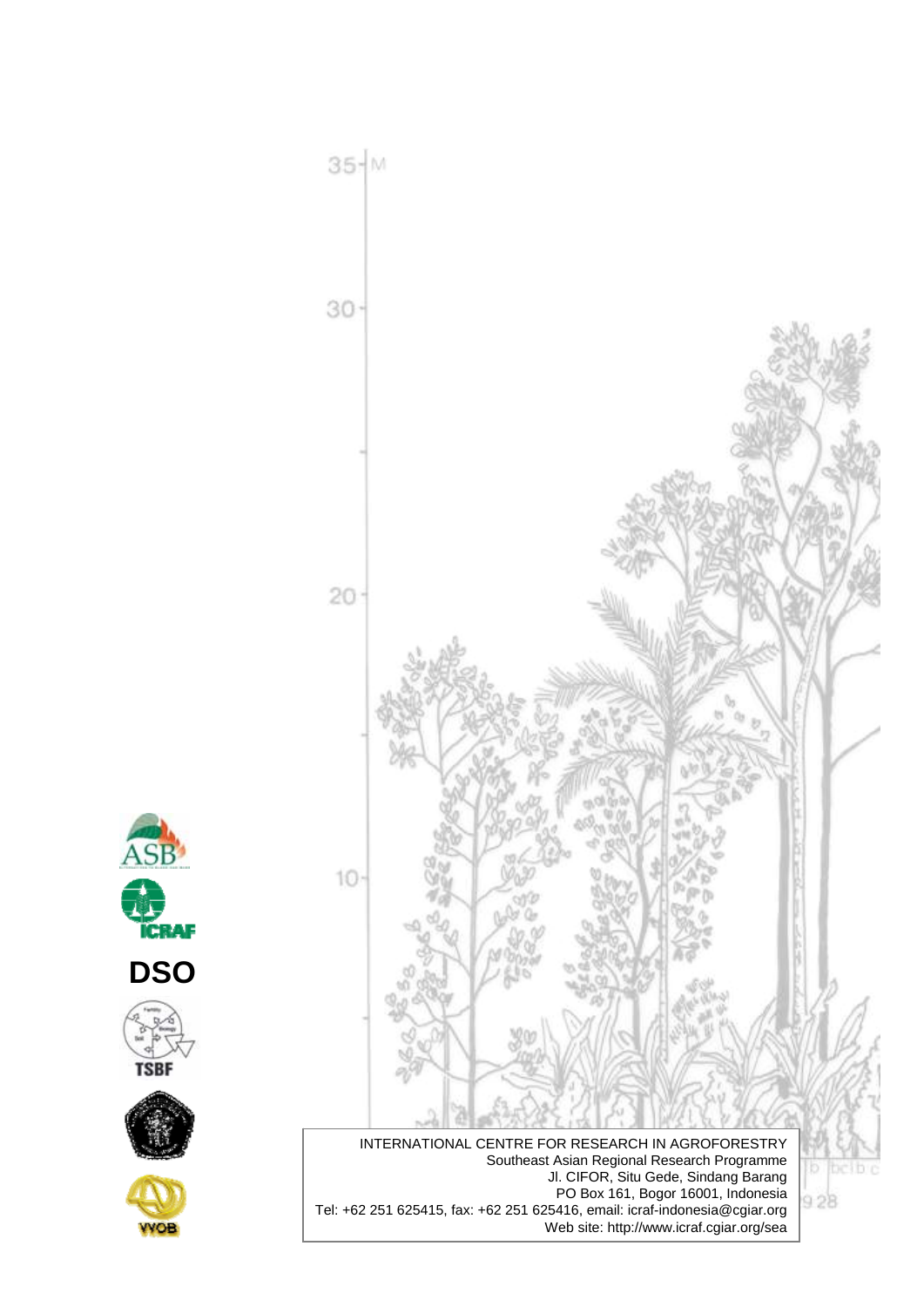INTERNATIONAL CENTRE FOR RESEARCH IN AGROFORESTRY
Southeast Asian Regional Research Programme
Jl. CIFOR, Situ Gede, Sindang Barang
PO Box 161, Bogor 16001, Indonesia
Tel: +62 251 625415, fax: +62 251 625416, email: icraf-indonesia@cgiar.org
Web site: http://www.icraf.cgiar.org/sea